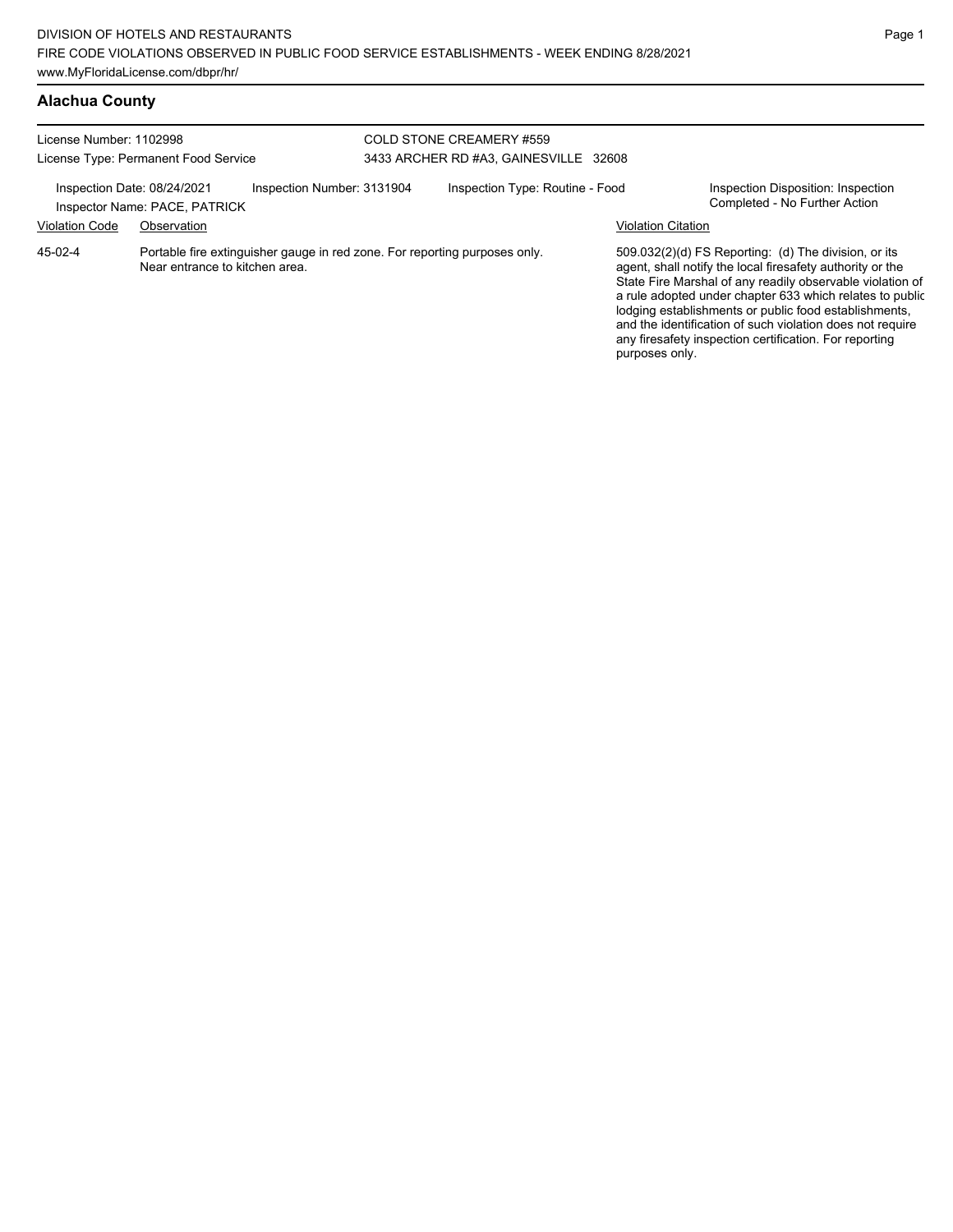DIVISION OF HOTELS AND RESTAURANTS
FIRE CODE VIOLATIONS OBSERVED IN PUBLIC FOOD SERVICE ESTABLISHMENTS - WEEK ENDING 8/28/2021
www.MyFloridaLicense.com/dbpr/hr/

## Alachua County

License Number: 1102998
License Type: Permanent Food Service

COLD STONE CREAMERY #559
3433 ARCHER RD #A3, GAINESVILLE 32608

Inspection Date: 08/24/2021
Inspector Name: PACE, PATRICK
Inspection Number: 3131904
Inspection Type: Routine - Food
Inspection Disposition: Inspection Completed - No Further Action

| Violation Code | Observation | Violation Citation |
| --- | --- | --- |
| 45-02-4 | Portable fire extinguisher gauge in red zone. For reporting purposes only. Near entrance to kitchen area. | 509.032(2)(d) FS Reporting: (d) The division, or its agent, shall notify the local firesafety authority or the State Fire Marshal of any readily observable violation of a rule adopted under chapter 633 which relates to public lodging establishments or public food establishments, and the identification of such violation does not require any firesafety inspection certification. For reporting purposes only. |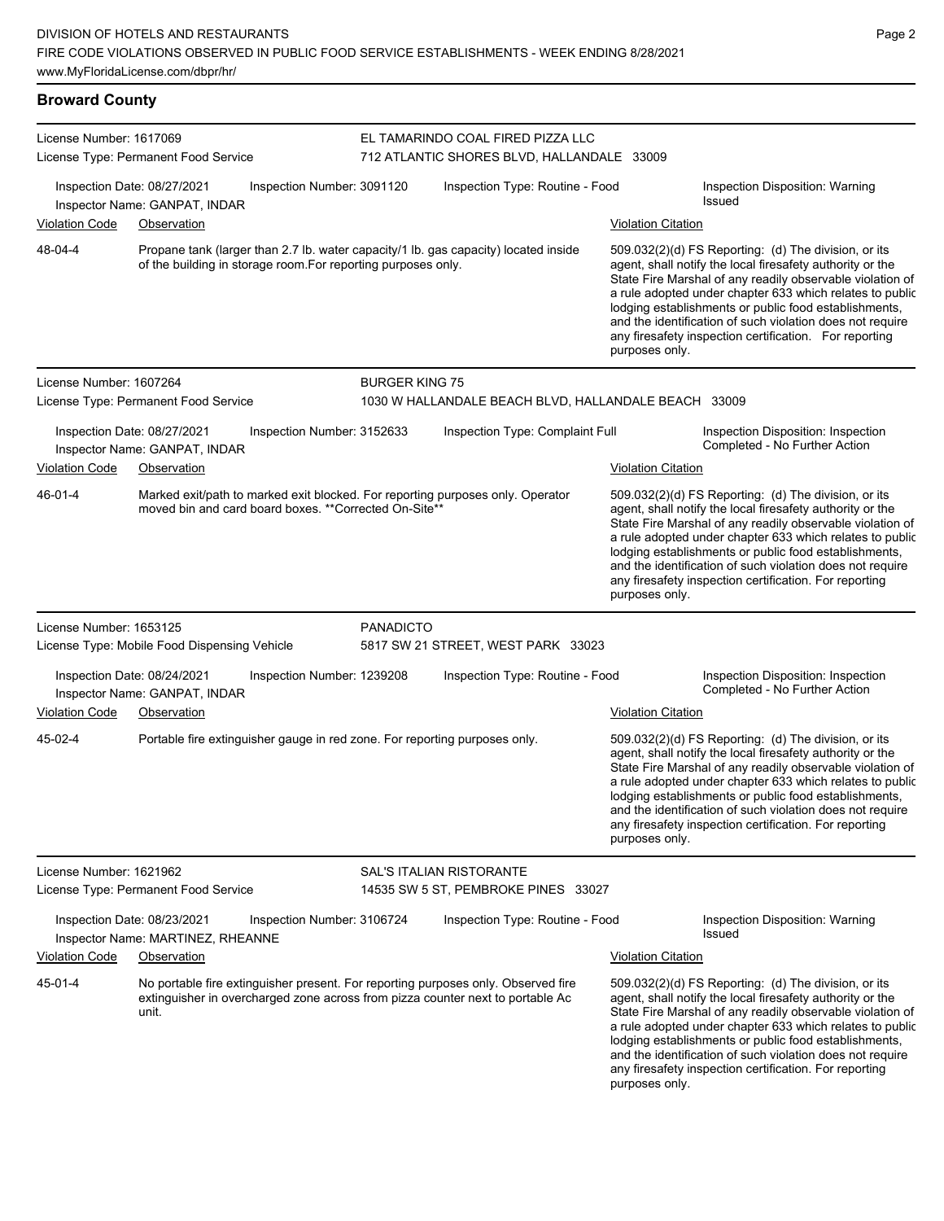## Broward County

License Number: 1617069
License Type: Permanent Food Service

EL TAMARINDO COAL FIRED PIZZA LLC
712 ATLANTIC SHORES BLVD, HALLANDALE 33009

Inspection Date: 08/27/2021
Inspector Name: GANPAT, INDAR
Inspection Number: 3091120
Inspection Type: Routine - Food
Inspection Disposition: Warning Issued

| Violation Code | Observation | Violation Citation |
|---|---|---|
| 48-04-4 | Propane tank (larger than 2.7 lb. water capacity/1 lb. gas capacity) located inside of the building in storage room.For reporting purposes only. | 509.032(2)(d) FS Reporting: (d) The division, or its agent, shall notify the local firesafety authority or the State Fire Marshal of any readily observable violation of a rule adopted under chapter 633 which relates to public lodging establishments or public food establishments, and the identification of such violation does not require any firesafety inspection certification. For reporting purposes only. |

License Number: 1607264
License Type: Permanent Food Service

BURGER KING 75
1030 W HALLANDALE BEACH BLVD, HALLANDALE BEACH 33009

Inspection Date: 08/27/2021
Inspector Name: GANPAT, INDAR
Inspection Number: 3152633
Inspection Type: Complaint Full
Inspection Disposition: Inspection Completed - No Further Action

| Violation Code | Observation | Violation Citation |
|---|---|---|
| 46-01-4 | Marked exit/path to marked exit blocked. For reporting purposes only. Operator moved bin and card board boxes. **Corrected On-Site** | 509.032(2)(d) FS Reporting: (d) The division, or its agent, shall notify the local firesafety authority or the State Fire Marshal of any readily observable violation of a rule adopted under chapter 633 which relates to public lodging establishments or public food establishments, and the identification of such violation does not require any firesafety inspection certification. For reporting purposes only. |

License Number: 1653125
License Type: Mobile Food Dispensing Vehicle

PANADICTO
5817 SW 21 STREET, WEST PARK 33023

Inspection Date: 08/24/2021
Inspector Name: GANPAT, INDAR
Inspection Number: 1239208
Inspection Type: Routine - Food
Inspection Disposition: Inspection Completed - No Further Action

| Violation Code | Observation | Violation Citation |
|---|---|---|
| 45-02-4 | Portable fire extinguisher gauge in red zone. For reporting purposes only. | 509.032(2)(d) FS Reporting: (d) The division, or its agent, shall notify the local firesafety authority or the State Fire Marshal of any readily observable violation of a rule adopted under chapter 633 which relates to public lodging establishments or public food establishments, and the identification of such violation does not require any firesafety inspection certification. For reporting purposes only. |

License Number: 1621962
License Type: Permanent Food Service

SAL'S ITALIAN RISTORANTE
14535 SW 5 ST, PEMBROKE PINES 33027

Inspection Date: 08/23/2021
Inspector Name: MARTINEZ, RHEANNE
Inspection Number: 3106724
Inspection Type: Routine - Food
Inspection Disposition: Warning Issued

| Violation Code | Observation | Violation Citation |
|---|---|---|
| 45-01-4 | No portable fire extinguisher present. For reporting purposes only. Observed fire extinguisher in overcharged zone across from pizza counter next to portable Ac unit. | 509.032(2)(d) FS Reporting: (d) The division, or its agent, shall notify the local firesafety authority or the State Fire Marshal of any readily observable violation of a rule adopted under chapter 633 which relates to public lodging establishments or public food establishments, and the identification of such violation does not require any firesafety inspection certification. For reporting purposes only. |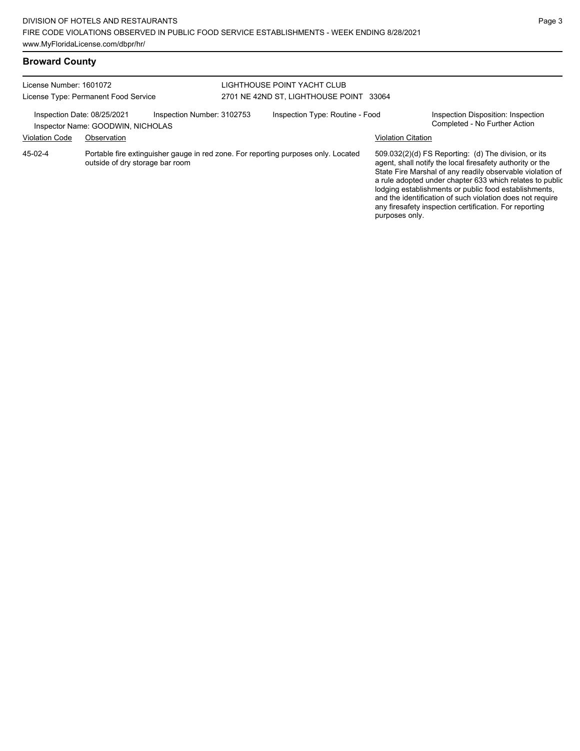## Broward County

License Number: 1601072
License Type: Permanent Food Service

LIGHTHOUSE POINT YACHT CLUB
2701 NE 42ND ST, LIGHTHOUSE POINT 33064

Inspection Date: 08/25/2021 Inspection Number: 3102753 Inspection Type: Routine - Food Inspection Disposition: Inspection Completed - No Further Action
Inspector Name: GOODWIN, NICHOLAS

| Violation Code | Observation | Violation Citation |
|---|---|---|
| 45-02-4 | Portable fire extinguisher gauge in red zone. For reporting purposes only. Located outside of dry storage bar room | 509.032(2)(d) FS Reporting: (d) The division, or its agent, shall notify the local firesafety authority or the State Fire Marshal of any readily observable violation of a rule adopted under chapter 633 which relates to public lodging establishments or public food establishments, and the identification of such violation does not require any firesafety inspection certification. For reporting purposes only. |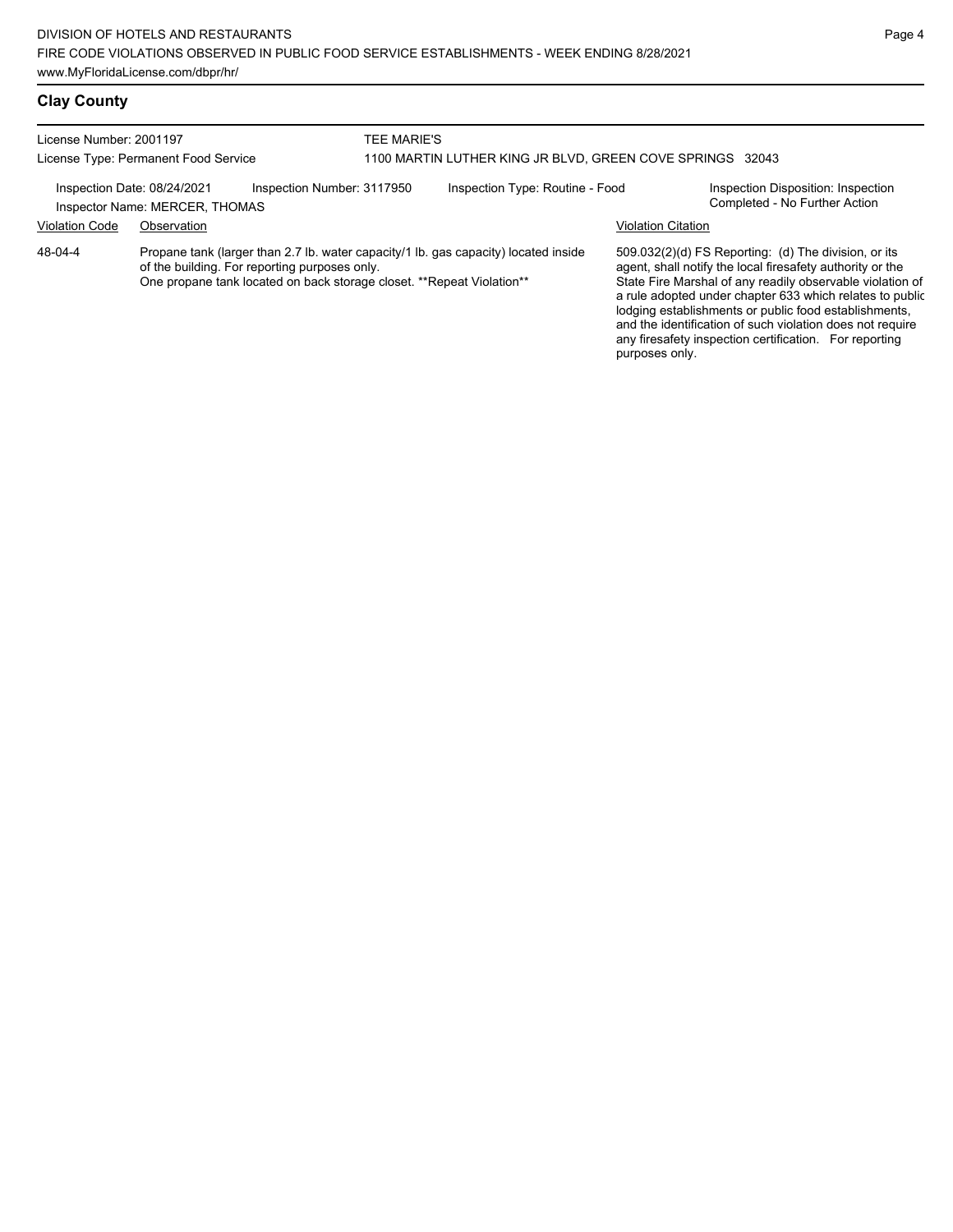## Clay County

License Number: 2001197
License Type: Permanent Food Service

TEE MARIE'S
1100 MARTIN LUTHER KING JR BLVD, GREEN COVE SPRINGS 32043

Inspection Date: 08/24/2021
Inspector Name: MERCER, THOMAS
Inspection Number: 3117950
Inspection Type: Routine - Food
Inspection Disposition: Inspection Completed - No Further Action

| Violation Code | Observation | Violation Citation |
| --- | --- | --- |
| 48-04-4 | Propane tank (larger than 2.7 lb. water capacity/1 lb. gas capacity) located inside of the building. For reporting purposes only. One propane tank located on back storage closet. **Repeat Violation** | 509.032(2)(d) FS Reporting: (d) The division, or its agent, shall notify the local firesafety authority or the State Fire Marshal of any readily observable violation of a rule adopted under chapter 633 which relates to public lodging establishments or public food establishments, and the identification of such violation does not require any firesafety inspection certification. For reporting purposes only. |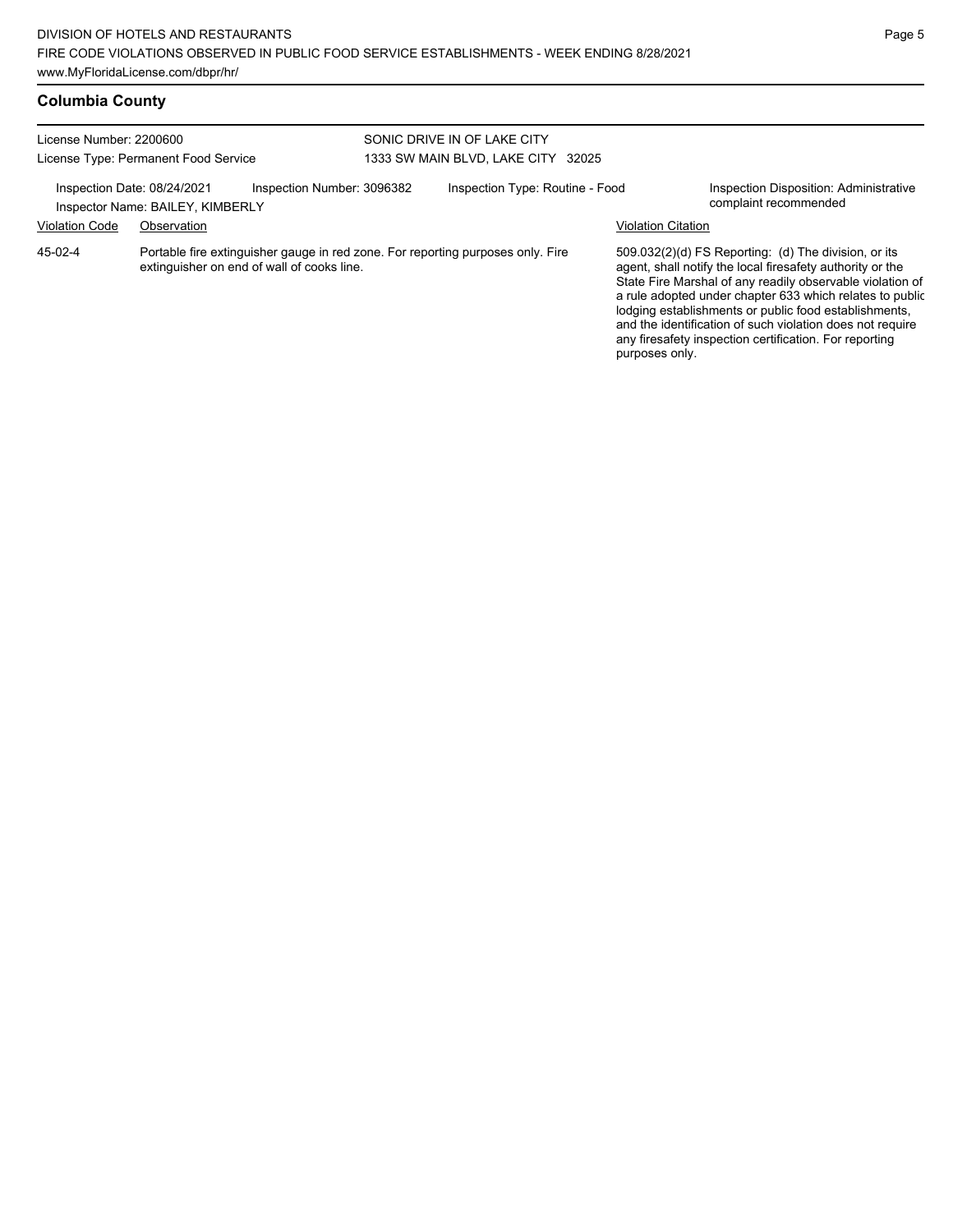## Columbia County

License Number: 2200600
License Type: Permanent Food Service

SONIC DRIVE IN OF LAKE CITY
1333 SW MAIN BLVD, LAKE CITY 32025

Inspection Date: 08/24/2021
Inspector Name: BAILEY, KIMBERLY

Inspection Number: 3096382

Inspection Type: Routine - Food

Inspection Disposition: Administrative complaint recommended

| Violation Code | Observation | Violation Citation |
|---|---|---|
| 45-02-4 | Portable fire extinguisher gauge in red zone. For reporting purposes only. Fire extinguisher on end of wall of cooks line. | 509.032(2)(d) FS Reporting: (d) The division, or its agent, shall notify the local firesafety authority or the State Fire Marshal of any readily observable violation of a rule adopted under chapter 633 which relates to public lodging establishments or public food establishments, and the identification of such violation does not require any firesafety inspection certification. For reporting purposes only. |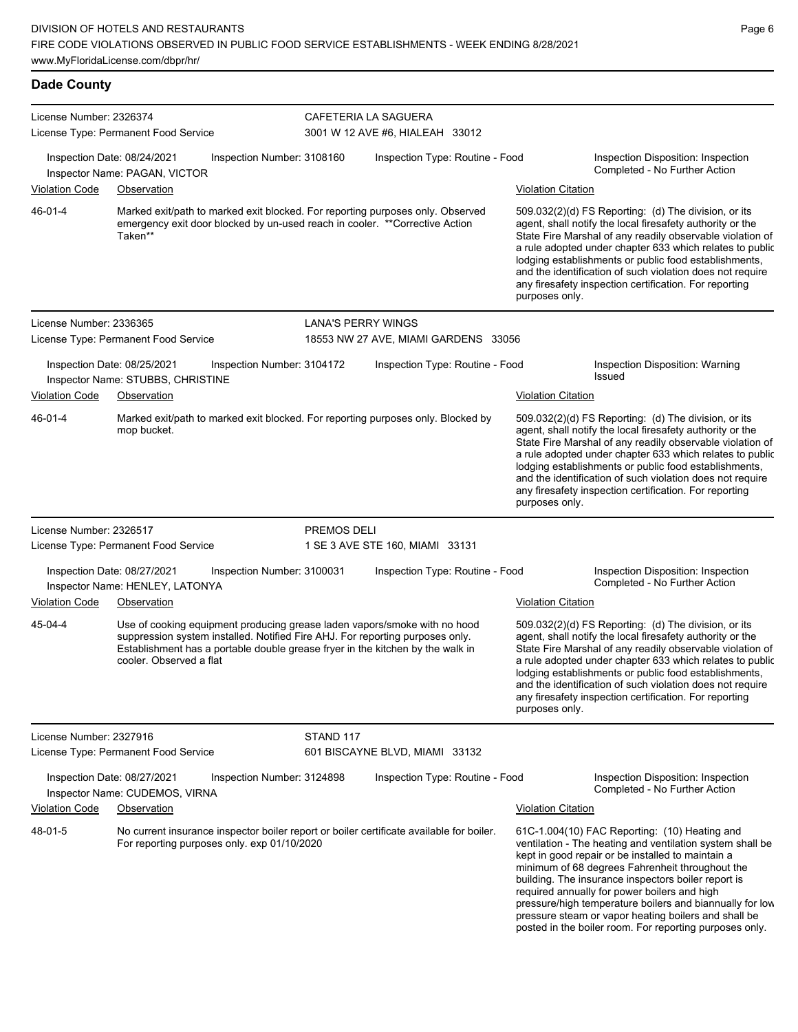## Dade County

**License Number:** 2326374
**License Type:** Permanent Food Service

**CAFETERIA LA SAGUERA**
3001 W 12 AVE #6, HIALEAH 33012

Inspection Date: 08/24/2021
Inspector Name: PAGAN, VICTOR
Inspection Number: 3108160
Inspection Type: Routine - Food
Inspection Disposition: Inspection Completed - No Further Action

| Violation Code | Observation | Violation Citation |
|---|---|---|
| 46-01-4 | Marked exit/path to marked exit blocked. For reporting purposes only. Observed emergency exit door blocked by un-used reach in cooler. **Corrective Action Taken** | 509.032(2)(d) FS Reporting: (d) The division, or its agent, shall notify the local firesafety authority or the State Fire Marshal of any readily observable violation of a rule adopted under chapter 633 which relates to public lodging establishments or public food establishments, and the identification of such violation does not require any firesafety inspection certification. For reporting purposes only. |

---

**License Number:** 2336365
**License Type:** Permanent Food Service

**LANA'S PERRY WINGS**
18553 NW 27 AVE, MIAMI GARDENS 33056

Inspection Date: 08/25/2021
Inspector Name: STUBBS, CHRISTINE
Inspection Number: 3104172
Inspection Type: Routine - Food
Inspection Disposition: Warning Issued

| Violation Code | Observation | Violation Citation |
|---|---|---|
| 46-01-4 | Marked exit/path to marked exit blocked. For reporting purposes only. Blocked by mop bucket. | 509.032(2)(d) FS Reporting: (d) The division, or its agent, shall notify the local firesafety authority or the State Fire Marshal of any readily observable violation of a rule adopted under chapter 633 which relates to public lodging establishments or public food establishments, and the identification of such violation does not require any firesafety inspection certification. For reporting purposes only. |

---

**License Number:** 2326517
**License Type:** Permanent Food Service

**PREMOS DELI**
1 SE 3 AVE STE 160, MIAMI 33131

Inspection Date: 08/27/2021
Inspector Name: HENLEY, LATONYA
Inspection Number: 3100031
Inspection Type: Routine - Food
Inspection Disposition: Inspection Completed - No Further Action

| Violation Code | Observation | Violation Citation |
|---|---|---|
| 45-04-4 | Use of cooking equipment producing grease laden vapors/smoke with no hood suppression system installed. Notified Fire AHJ. For reporting purposes only. Establishment has a portable double grease fryer in the kitchen by the walk in cooler. Observed a flat | 509.032(2)(d) FS Reporting: (d) The division, or its agent, shall notify the local firesafety authority or the State Fire Marshal of any readily observable violation of a rule adopted under chapter 633 which relates to public lodging establishments or public food establishments, and the identification of such violation does not require any firesafety inspection certification. For reporting purposes only. |

---

**License Number:** 2327916
**License Type:** Permanent Food Service

**STAND 117**
601 BISCAYNE BLVD, MIAMI 33132

Inspection Date: 08/27/2021
Inspector Name: CUDEMOS, VIRNA
Inspection Number: 3124898
Inspection Type: Routine - Food
Inspection Disposition: Inspection Completed - No Further Action

| Violation Code | Observation | Violation Citation |
|---|---|---|
| 48-01-5 | No current insurance inspector boiler report or boiler certificate available for boiler. For reporting purposes only. exp 01/10/2020 | 61C-1.004(10) FAC Reporting: (10) Heating and ventilation - The heating and ventilation system shall be kept in good repair or be installed to maintain a minimum of 68 degrees Fahrenheit throughout the building. The insurance inspectors boiler report is required annually for power boilers and high pressure/high temperature boilers and biannually for low pressure steam or vapor heating boilers and shall be posted in the boiler room. For reporting purposes only. |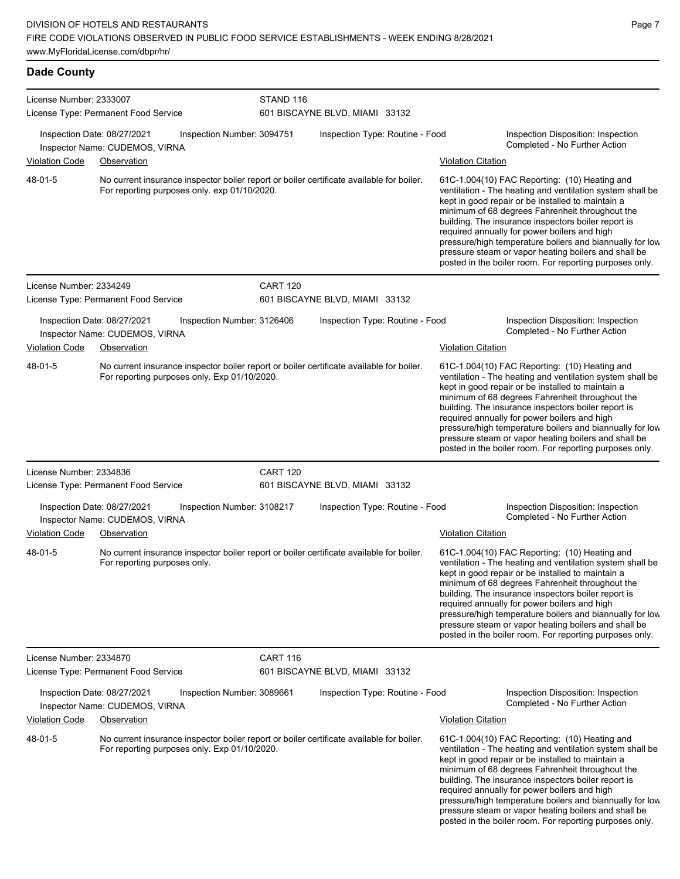## Dade County

License Number: 2333007
License Type: Permanent Food Service

STAND 116
601 BISCAYNE BLVD, MIAMI 33132

Inspection Date: 08/27/2021
Inspector Name: CUDEMOS, VIRNA
Inspection Number: 3094751
Inspection Type: Routine - Food
Inspection Disposition: Inspection Completed - No Further Action

| Violation Code | Observation | Violation Citation |
| --- | --- | --- |
| 48-01-5 | No current insurance inspector boiler report or boiler certificate available for boiler. For reporting purposes only. exp 01/10/2020. | 61C-1.004(10) FAC Reporting: (10) Heating and ventilation - The heating and ventilation system shall be kept in good repair or be installed to maintain a minimum of 68 degrees Fahrenheit throughout the building. The insurance inspectors boiler report is required annually for power boilers and high pressure/high temperature boilers and biannually for low pressure steam or vapor heating boilers and shall be posted in the boiler room. For reporting purposes only. |

License Number: 2334249
License Type: Permanent Food Service

CART 120
601 BISCAYNE BLVD, MIAMI 33132

Inspection Date: 08/27/2021
Inspector Name: CUDEMOS, VIRNA
Inspection Number: 3126406
Inspection Type: Routine - Food
Inspection Disposition: Inspection Completed - No Further Action

| Violation Code | Observation | Violation Citation |
| --- | --- | --- |
| 48-01-5 | No current insurance inspector boiler report or boiler certificate available for boiler. For reporting purposes only. Exp 01/10/2020. | 61C-1.004(10) FAC Reporting: (10) Heating and ventilation - The heating and ventilation system shall be kept in good repair or be installed to maintain a minimum of 68 degrees Fahrenheit throughout the building. The insurance inspectors boiler report is required annually for power boilers and high pressure/high temperature boilers and biannually for low pressure steam or vapor heating boilers and shall be posted in the boiler room. For reporting purposes only. |

License Number: 2334836
License Type: Permanent Food Service

CART 120
601 BISCAYNE BLVD, MIAMI 33132

Inspection Date: 08/27/2021
Inspector Name: CUDEMOS, VIRNA
Inspection Number: 3108217
Inspection Type: Routine - Food
Inspection Disposition: Inspection Completed - No Further Action

| Violation Code | Observation | Violation Citation |
| --- | --- | --- |
| 48-01-5 | No current insurance inspector boiler report or boiler certificate available for boiler. For reporting purposes only. | 61C-1.004(10) FAC Reporting: (10) Heating and ventilation - The heating and ventilation system shall be kept in good repair or be installed to maintain a minimum of 68 degrees Fahrenheit throughout the building. The insurance inspectors boiler report is required annually for power boilers and high pressure/high temperature boilers and biannually for low pressure steam or vapor heating boilers and shall be posted in the boiler room. For reporting purposes only. |

License Number: 2334870
License Type: Permanent Food Service

CART 116
601 BISCAYNE BLVD, MIAMI 33132

Inspection Date: 08/27/2021
Inspector Name: CUDEMOS, VIRNA
Inspection Number: 3089661
Inspection Type: Routine - Food
Inspection Disposition: Inspection Completed - No Further Action

| Violation Code | Observation | Violation Citation |
| --- | --- | --- |
| 48-01-5 | No current insurance inspector boiler report or boiler certificate available for boiler. For reporting purposes only. Exp 01/10/2020. | 61C-1.004(10) FAC Reporting: (10) Heating and ventilation - The heating and ventilation system shall be kept in good repair or be installed to maintain a minimum of 68 degrees Fahrenheit throughout the building. The insurance inspectors boiler report is required annually for power boilers and high pressure/high temperature boilers and biannually for low pressure steam or vapor heating boilers and shall be posted in the boiler room. For reporting purposes only. |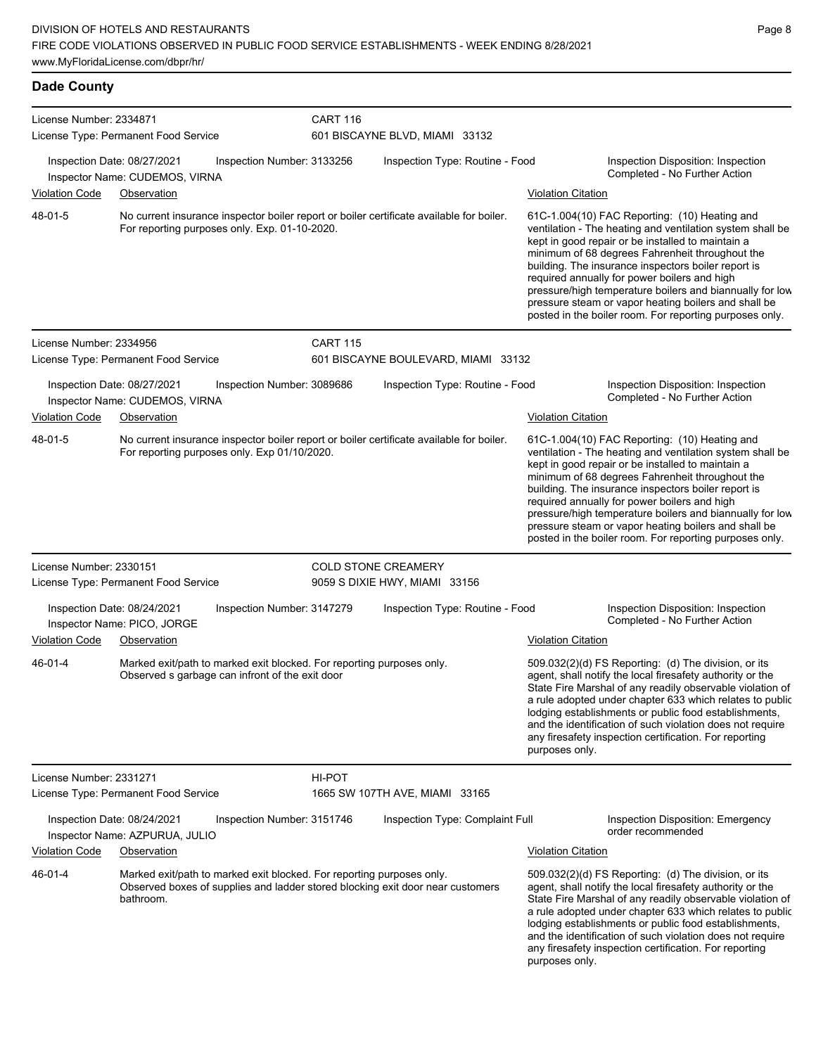## Dade County

**License Number:** 2334871
**License Type:** Permanent Food Service
**CART 116**
601 BISCAYNE BLVD, MIAMI 33132

Inspection Date: 08/27/2021 | Inspection Number: 3133256 | Inspection Type: Routine - Food | Inspection Disposition: Inspection Completed - No Further Action
Inspector Name: CUDEMOS, VIRNA

| Violation Code | Observation | Violation Citation |
| --- | --- | --- |
| 48-01-5 | No current insurance inspector boiler report or boiler certificate available for boiler. For reporting purposes only. Exp. 01-10-2020. | 61C-1.004(10) FAC Reporting: (10) Heating and ventilation - The heating and ventilation system shall be kept in good repair or be installed to maintain a minimum of 68 degrees Fahrenheit throughout the building. The insurance inspectors boiler report is required annually for power boilers and high pressure/high temperature boilers and biannually for low pressure steam or vapor heating boilers and shall be posted in the boiler room. For reporting purposes only. |

**License Number:** 2334956
**License Type:** Permanent Food Service
**CART 115**
601 BISCAYNE BOULEVARD, MIAMI 33132

Inspection Date: 08/27/2021 | Inspection Number: 3089686 | Inspection Type: Routine - Food | Inspection Disposition: Inspection Completed - No Further Action
Inspector Name: CUDEMOS, VIRNA

| Violation Code | Observation | Violation Citation |
| --- | --- | --- |
| 48-01-5 | No current insurance inspector boiler report or boiler certificate available for boiler. For reporting purposes only. Exp 01/10/2020. | 61C-1.004(10) FAC Reporting: (10) Heating and ventilation - The heating and ventilation system shall be kept in good repair or be installed to maintain a minimum of 68 degrees Fahrenheit throughout the building. The insurance inspectors boiler report is required annually for power boilers and high pressure/high temperature boilers and biannually for low pressure steam or vapor heating boilers and shall be posted in the boiler room. For reporting purposes only. |

**License Number:** 2330151
**License Type:** Permanent Food Service
**COLD STONE CREAMERY**
9059 S DIXIE HWY, MIAMI 33156

Inspection Date: 08/24/2021 | Inspection Number: 3147279 | Inspection Type: Routine - Food | Inspection Disposition: Inspection Completed - No Further Action
Inspector Name: PICO, JORGE

| Violation Code | Observation | Violation Citation |
| --- | --- | --- |
| 46-01-4 | Marked exit/path to marked exit blocked. For reporting purposes only. Observed s garbage can infront of the exit door | 509.032(2)(d) FS Reporting: (d) The division, or its agent, shall notify the local firesafety authority or the State Fire Marshal of any readily observable violation of a rule adopted under chapter 633 which relates to public lodging establishments or public food establishments, and the identification of such violation does not require any firesafety inspection certification. For reporting purposes only. |

**License Number:** 2331271
**License Type:** Permanent Food Service
**HI-POT**
1665 SW 107TH AVE, MIAMI 33165

Inspection Date: 08/24/2021 | Inspection Number: 3151746 | Inspection Type: Complaint Full | Inspection Disposition: Emergency order recommended
Inspector Name: AZPURUA, JULIO

| Violation Code | Observation | Violation Citation |
| --- | --- | --- |
| 46-01-4 | Marked exit/path to marked exit blocked. For reporting purposes only. Observed boxes of supplies and ladder stored blocking exit door near customers bathroom. | 509.032(2)(d) FS Reporting: (d) The division, or its agent, shall notify the local firesafety authority or the State Fire Marshal of any readily observable violation of a rule adopted under chapter 633 which relates to public lodging establishments or public food establishments, and the identification of such violation does not require any firesafety inspection certification. For reporting purposes only. |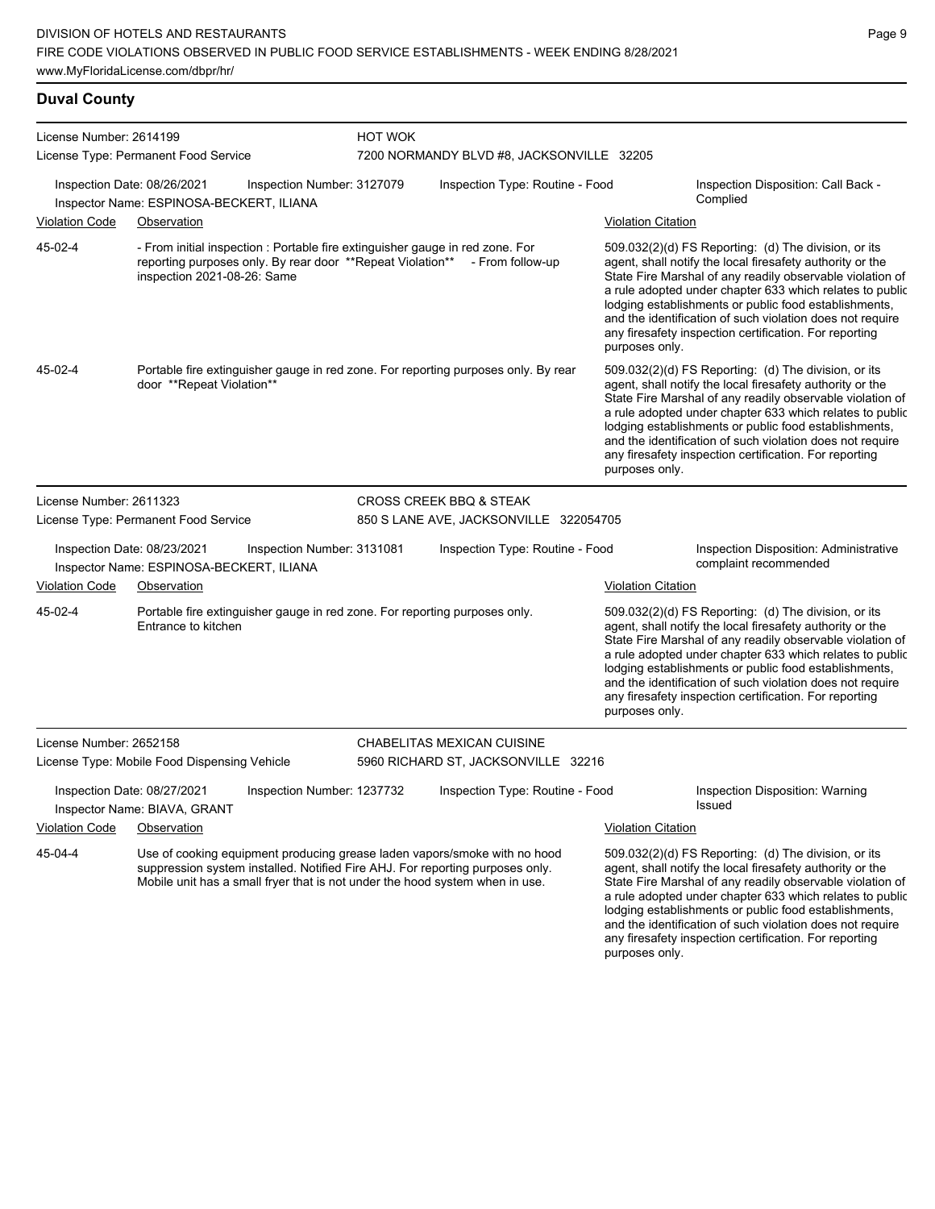## Duval County

**License Number:** 2614199
**License Type:** Permanent Food Service

**HOT WOK**
7200 NORMANDY BLVD #8, JACKSONVILLE 32205

Inspection Date: 08/26/2021 | Inspection Number: 3127079 | Inspection Type: Routine - Food | Inspection Disposition: Call Back - Complied

Inspector Name: ESPINOSA-BECKERT, ILIANA

| Violation Code | Observation | Violation Citation |
| --- | --- | --- |
| 45-02-4 | - From initial inspection : Portable fire extinguisher gauge in red zone. For reporting purposes only. By rear door **Repeat Violation** - From follow-up inspection 2021-08-26: Same | 509.032(2)(d) FS Reporting: (d) The division, or its agent, shall notify the local firesafety authority or the State Fire Marshal of any readily observable violation of a rule adopted under chapter 633 which relates to public lodging establishments or public food establishments, and the identification of such violation does not require any firesafety inspection certification. For reporting purposes only. |
| 45-02-4 | Portable fire extinguisher gauge in red zone. For reporting purposes only. By rear door **Repeat Violation** | 509.032(2)(d) FS Reporting: (d) The division, or its agent, shall notify the local firesafety authority or the State Fire Marshal of any readily observable violation of a rule adopted under chapter 633 which relates to public lodging establishments or public food establishments, and the identification of such violation does not require any firesafety inspection certification. For reporting purposes only. |

---

**License Number:** 2611323
**License Type:** Permanent Food Service

**CROSS CREEK BBQ & STEAK**
850 S LANE AVE, JACKSONVILLE 322054705

Inspection Date: 08/23/2021 | Inspection Number: 3131081 | Inspection Type: Routine - Food | Inspection Disposition: Administrative complaint recommended

Inspector Name: ESPINOSA-BECKERT, ILIANA

| Violation Code | Observation | Violation Citation |
| --- | --- | --- |
| 45-02-4 | Portable fire extinguisher gauge in red zone. For reporting purposes only. Entrance to kitchen | 509.032(2)(d) FS Reporting: (d) The division, or its agent, shall notify the local firesafety authority or the State Fire Marshal of any readily observable violation of a rule adopted under chapter 633 which relates to public lodging establishments or public food establishments, and the identification of such violation does not require any firesafety inspection certification. For reporting purposes only. |

---

**License Number:** 2652158
**License Type:** Mobile Food Dispensing Vehicle

**CHABELITAS MEXICAN CUISINE**
5960 RICHARD ST, JACKSONVILLE 32216

Inspection Date: 08/27/2021 | Inspection Number: 1237732 | Inspection Type: Routine - Food | Inspection Disposition: Warning Issued

Inspector Name: BIAVA, GRANT

| Violation Code | Observation | Violation Citation |
| --- | --- | --- |
| 45-04-4 | Use of cooking equipment producing grease laden vapors/smoke with no hood suppression system installed. Notified Fire AHJ. For reporting purposes only. Mobile unit has a small fryer that is not under the hood system when in use. | 509.032(2)(d) FS Reporting: (d) The division, or its agent, shall notify the local firesafety authority or the State Fire Marshal of any readily observable violation of a rule adopted under chapter 633 which relates to public lodging establishments or public food establishments, and the identification of such violation does not require any firesafety inspection certification. For reporting purposes only. |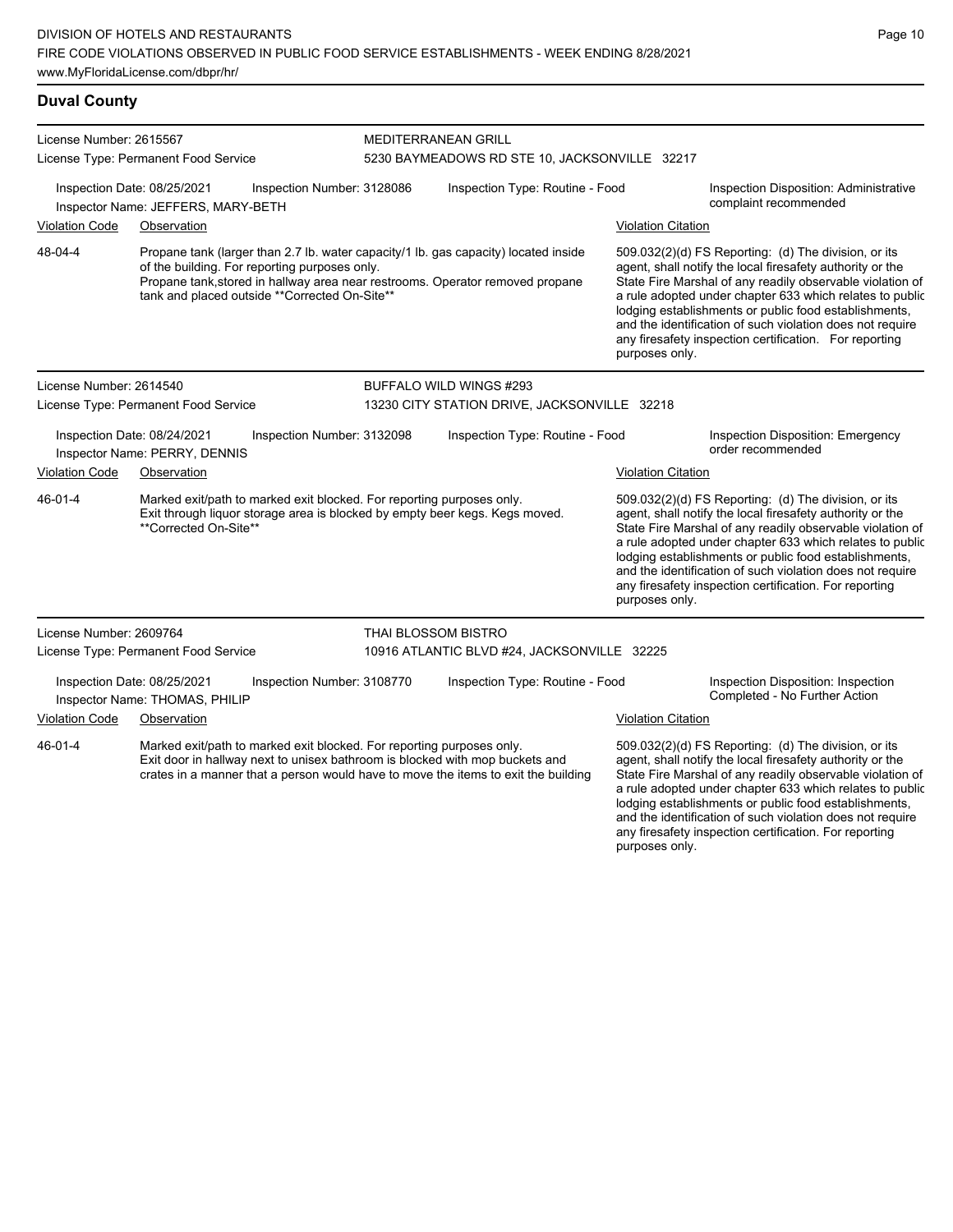## Duval County

**License Number:** 2615567
**License Type:** Permanent Food Service
**MEDITERRANEAN GRILL**
5230 BAYMEADOWS RD STE 10, JACKSONVILLE 32217

**Inspection Date:** 08/25/2021 **Inspection Number:** 3128086 **Inspection Type:** Routine - Food **Inspection Disposition:** Administrative complaint recommended
**Inspector Name:** JEFFERS, MARY-BETH

| Violation Code | Observation | Violation Citation |
|---|---|---|
| 48-04-4 | Propane tank (larger than 2.7 lb. water capacity/1 lb. gas capacity) located inside of the building. For reporting purposes only. Propane tank,stored in hallway area near restrooms. Operator removed propane tank and placed outside **Corrected On-Site** | 509.032(2)(d) FS Reporting: (d) The division, or its agent, shall notify the local firesafety authority or the State Fire Marshal of any readily observable violation of a rule adopted under chapter 633 which relates to public lodging establishments or public food establishments, and the identification of such violation does not require any firesafety inspection certification. For reporting purposes only. |

**License Number:** 2614540
**License Type:** Permanent Food Service
**BUFFALO WILD WINGS #293**
13230 CITY STATION DRIVE, JACKSONVILLE 32218

**Inspection Date:** 08/24/2021 **Inspection Number:** 3132098 **Inspection Type:** Routine - Food **Inspection Disposition:** Emergency order recommended
**Inspector Name:** PERRY, DENNIS

| Violation Code | Observation | Violation Citation |
|---|---|---|
| 46-01-4 | Marked exit/path to marked exit blocked. For reporting purposes only. Exit through liquor storage area is blocked by empty beer kegs. Kegs moved. **Corrected On-Site** | 509.032(2)(d) FS Reporting: (d) The division, or its agent, shall notify the local firesafety authority or the State Fire Marshal of any readily observable violation of a rule adopted under chapter 633 which relates to public lodging establishments or public food establishments, and the identification of such violation does not require any firesafety inspection certification. For reporting purposes only. |

**License Number:** 2609764
**License Type:** Permanent Food Service
**THAI BLOSSOM BISTRO**
10916 ATLANTIC BLVD #24, JACKSONVILLE 32225

**Inspection Date:** 08/25/2021 **Inspection Number:** 3108770 **Inspection Type:** Routine - Food **Inspection Disposition:** Inspection Completed - No Further Action
**Inspector Name:** THOMAS, PHILIP

| Violation Code | Observation | Violation Citation |
|---|---|---|
| 46-01-4 | Marked exit/path to marked exit blocked. For reporting purposes only. Exit door in hallway next to unisex bathroom is blocked with mop buckets and crates in a manner that a person would have to move the items to exit the building | 509.032(2)(d) FS Reporting: (d) The division, or its agent, shall notify the local firesafety authority or the State Fire Marshal of any readily observable violation of a rule adopted under chapter 633 which relates to public lodging establishments or public food establishments, and the identification of such violation does not require any firesafety inspection certification. For reporting purposes only. |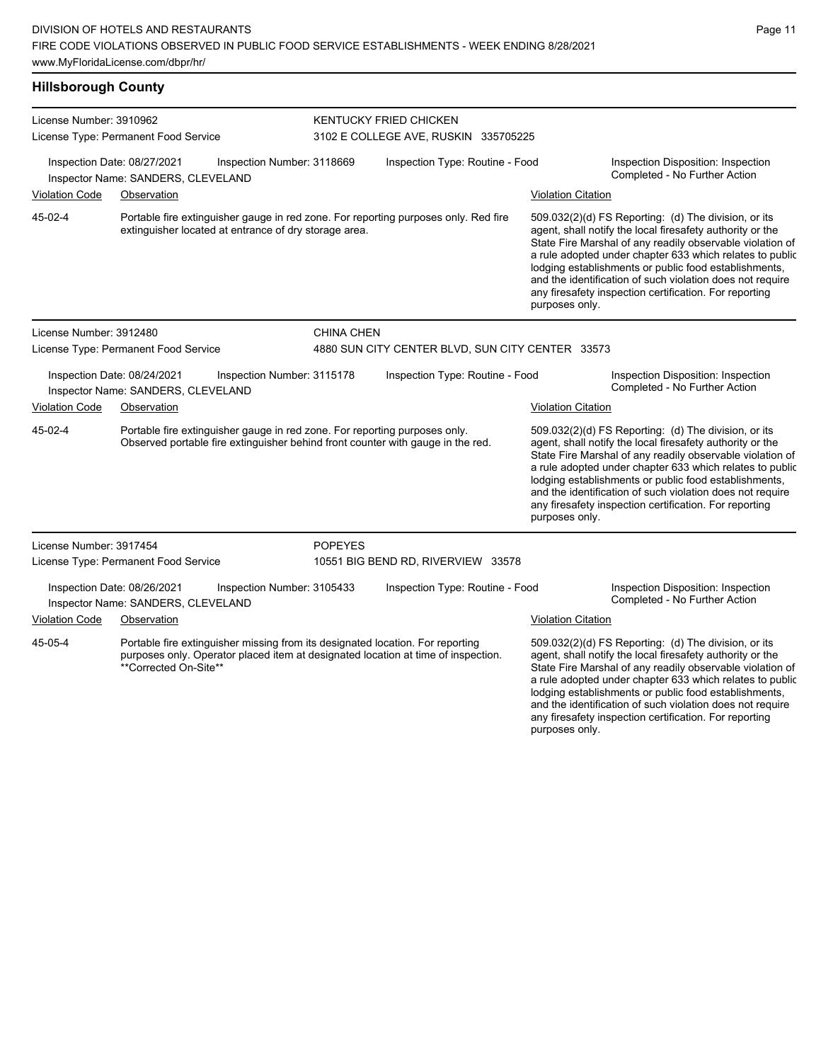## Hillsborough County

**License Number:** 3910962
**License Type:** Permanent Food Service
**KENTUCKY FRIED CHICKEN**
3102 E COLLEGE AVE, RUSKIN 335705225

Inspection Date: 08/27/2021 | Inspection Number: 3118669 | Inspection Type: Routine - Food | Inspection Disposition: Inspection Completed - No Further Action
Inspector Name: SANDERS, CLEVELAND

| Violation Code | Observation | Violation Citation |
| --- | --- | --- |
| 45-02-4 | Portable fire extinguisher gauge in red zone. For reporting purposes only. Red fire extinguisher located at entrance of dry storage area. | 509.032(2)(d) FS Reporting: (d) The division, or its agent, shall notify the local firesafety authority or the State Fire Marshal of any readily observable violation of a rule adopted under chapter 633 which relates to public lodging establishments or public food establishments, and the identification of such violation does not require any firesafety inspection certification. For reporting purposes only. |

**License Number:** 3912480
**License Type:** Permanent Food Service
**CHINA CHEN**
4880 SUN CITY CENTER BLVD, SUN CITY CENTER 33573

Inspection Date: 08/24/2021 | Inspection Number: 3115178 | Inspection Type: Routine - Food | Inspection Disposition: Inspection Completed - No Further Action
Inspector Name: SANDERS, CLEVELAND

| Violation Code | Observation | Violation Citation |
| --- | --- | --- |
| 45-02-4 | Portable fire extinguisher gauge in red zone. For reporting purposes only. Observed portable fire extinguisher behind front counter with gauge in the red. | 509.032(2)(d) FS Reporting: (d) The division, or its agent, shall notify the local firesafety authority or the State Fire Marshal of any readily observable violation of a rule adopted under chapter 633 which relates to public lodging establishments or public food establishments, and the identification of such violation does not require any firesafety inspection certification. For reporting purposes only. |

**License Number:** 3917454
**License Type:** Permanent Food Service
**POPEYES**
10551 BIG BEND RD, RIVERVIEW 33578

Inspection Date: 08/26/2021 | Inspection Number: 3105433 | Inspection Type: Routine - Food | Inspection Disposition: Inspection Completed - No Further Action
Inspector Name: SANDERS, CLEVELAND

| Violation Code | Observation | Violation Citation |
| --- | --- | --- |
| 45-05-4 | Portable fire extinguisher missing from its designated location. For reporting purposes only. Operator placed item at designated location at time of inspection. **Corrected On-Site** | 509.032(2)(d) FS Reporting: (d) The division, or its agent, shall notify the local firesafety authority or the State Fire Marshal of any readily observable violation of a rule adopted under chapter 633 which relates to public lodging establishments or public food establishments, and the identification of such violation does not require any firesafety inspection certification. For reporting purposes only. |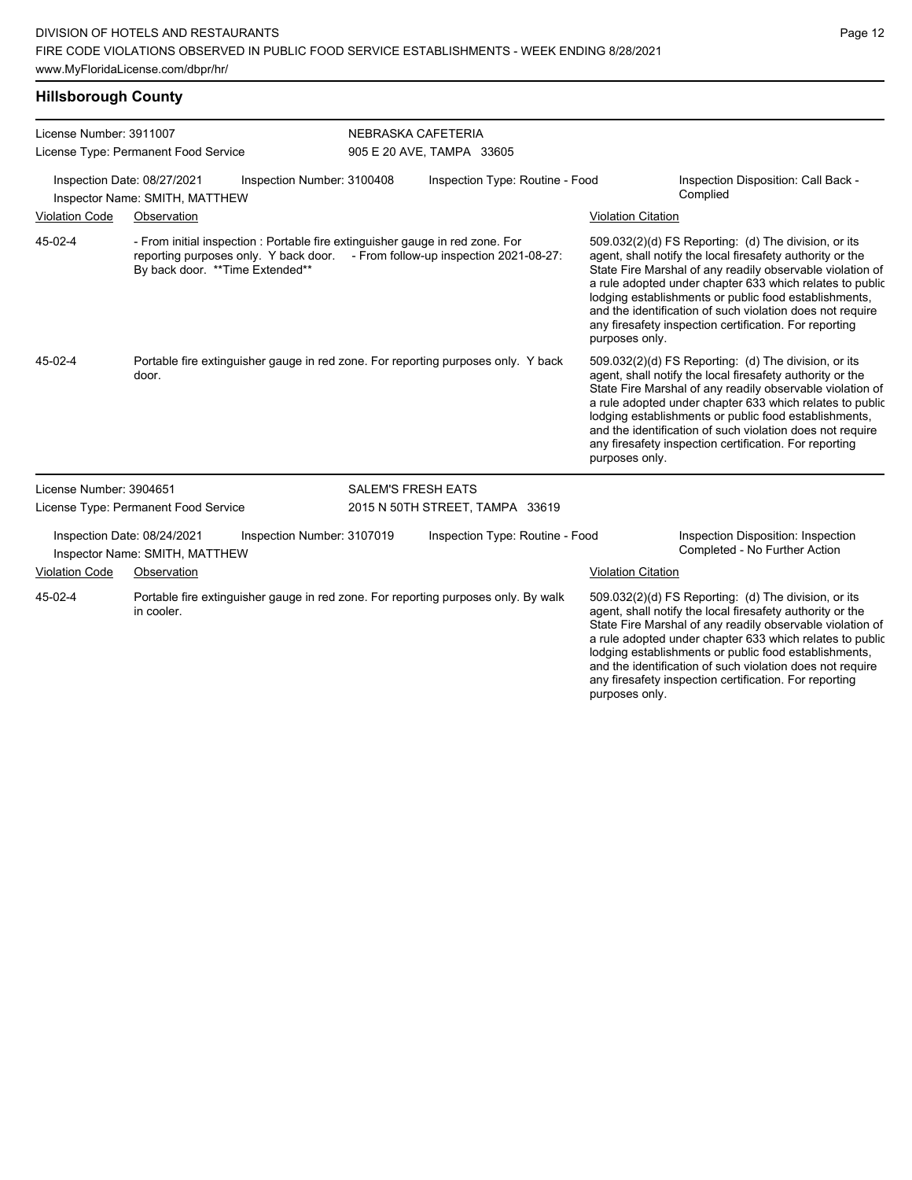## Hillsborough County

**License Number:** 3911007 — **NEBRASKA CAFETERIA**
License Type: Permanent Food Service — 905 E 20 AVE, TAMPA 33605

Inspection Date: 08/27/2021 | Inspection Number: 3100408 | Inspection Type: Routine - Food | Inspection Disposition: Call Back - Complied
Inspector Name: SMITH, MATTHEW

| Violation Code | Observation | Violation Citation |
| --- | --- | --- |
| 45-02-4 | - From initial inspection : Portable fire extinguisher gauge in red zone. For reporting purposes only. Y back door. - From follow-up inspection 2021-08-27: By back door. **Time Extended** | 509.032(2)(d) FS Reporting: (d) The division, or its agent, shall notify the local firesafety authority or the State Fire Marshal of any readily observable violation of a rule adopted under chapter 633 which relates to public lodging establishments or public food establishments, and the identification of such violation does not require any firesafety inspection certification. For reporting purposes only. |
| 45-02-4 | Portable fire extinguisher gauge in red zone. For reporting purposes only. Y back door. | 509.032(2)(d) FS Reporting: (d) The division, or its agent, shall notify the local firesafety authority or the State Fire Marshal of any readily observable violation of a rule adopted under chapter 633 which relates to public lodging establishments or public food establishments, and the identification of such violation does not require any firesafety inspection certification. For reporting purposes only. |

**License Number:** 3904651 — **SALEM'S FRESH EATS**
License Type: Permanent Food Service — 2015 N 50TH STREET, TAMPA 33619

Inspection Date: 08/24/2021 | Inspection Number: 3107019 | Inspection Type: Routine - Food | Inspection Disposition: Inspection Completed - No Further Action
Inspector Name: SMITH, MATTHEW

| Violation Code | Observation | Violation Citation |
| --- | --- | --- |
| 45-02-4 | Portable fire extinguisher gauge in red zone. For reporting purposes only. By walk in cooler. | 509.032(2)(d) FS Reporting: (d) The division, or its agent, shall notify the local firesafety authority or the State Fire Marshal of any readily observable violation of a rule adopted under chapter 633 which relates to public lodging establishments or public food establishments, and the identification of such violation does not require any firesafety inspection certification. For reporting purposes only. |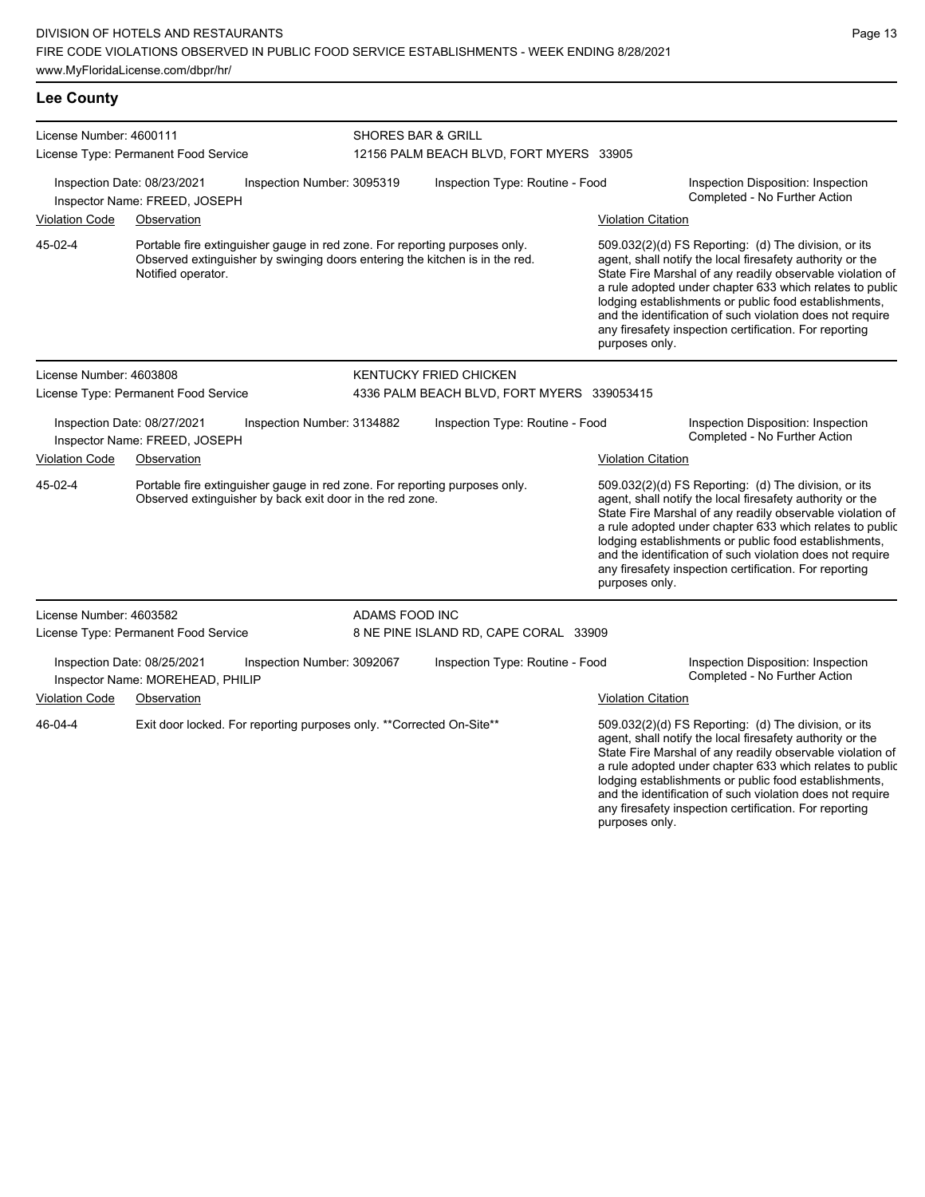## Lee County

**License Number:** 4600111
**License Type:** Permanent Food Service
**SHORES BAR & GRILL**
12156 PALM BEACH BLVD, FORT MYERS 33905

Inspection Date: 08/23/2021 | Inspection Number: 3095319 | Inspection Type: Routine - Food | Inspection Disposition: Inspection Completed - No Further Action
Inspector Name: FREED, JOSEPH

| Violation Code | Observation | Violation Citation |
|---|---|---|
| 45-02-4 | Portable fire extinguisher gauge in red zone. For reporting purposes only. Observed extinguisher by swinging doors entering the kitchen is in the red. Notified operator. | 509.032(2)(d) FS Reporting: (d) The division, or its agent, shall notify the local firesafety authority or the State Fire Marshal of any readily observable violation of a rule adopted under chapter 633 which relates to public lodging establishments or public food establishments, and the identification of such violation does not require any firesafety inspection certification. For reporting purposes only. |

**License Number:** 4603808
**License Type:** Permanent Food Service
**KENTUCKY FRIED CHICKEN**
4336 PALM BEACH BLVD, FORT MYERS 339053415

Inspection Date: 08/27/2021 | Inspection Number: 3134882 | Inspection Type: Routine - Food | Inspection Disposition: Inspection Completed - No Further Action
Inspector Name: FREED, JOSEPH

| Violation Code | Observation | Violation Citation |
|---|---|---|
| 45-02-4 | Portable fire extinguisher gauge in red zone. For reporting purposes only. Observed extinguisher by back exit door in the red zone. | 509.032(2)(d) FS Reporting: (d) The division, or its agent, shall notify the local firesafety authority or the State Fire Marshal of any readily observable violation of a rule adopted under chapter 633 which relates to public lodging establishments or public food establishments, and the identification of such violation does not require any firesafety inspection certification. For reporting purposes only. |

**License Number:** 4603582
**License Type:** Permanent Food Service
**ADAMS FOOD INC**
8 NE PINE ISLAND RD, CAPE CORAL 33909

Inspection Date: 08/25/2021 | Inspection Number: 3092067 | Inspection Type: Routine - Food | Inspection Disposition: Inspection Completed - No Further Action
Inspector Name: MOREHEAD, PHILIP

| Violation Code | Observation | Violation Citation |
|---|---|---|
| 46-04-4 | Exit door locked. For reporting purposes only. **Corrected On-Site** | 509.032(2)(d) FS Reporting: (d) The division, or its agent, shall notify the local firesafety authority or the State Fire Marshal of any readily observable violation of a rule adopted under chapter 633 which relates to public lodging establishments or public food establishments, and the identification of such violation does not require any firesafety inspection certification. For reporting purposes only. |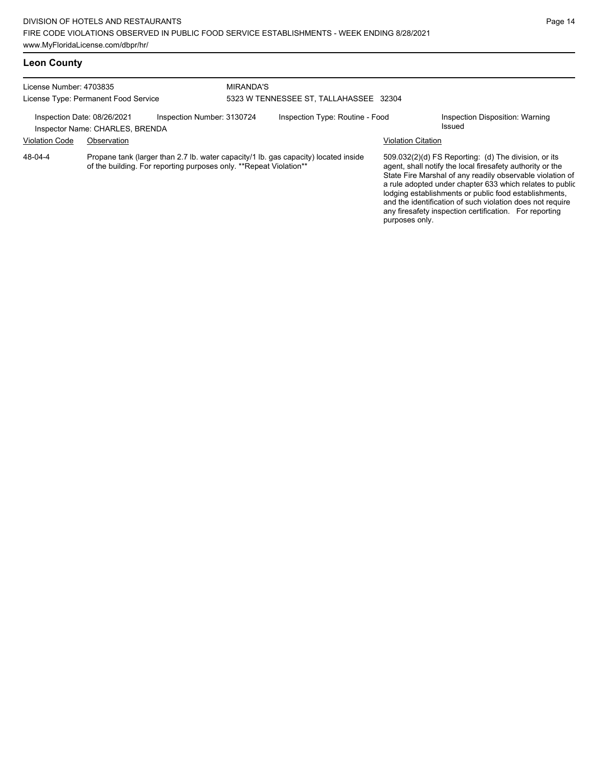## Leon County

License Number: 4703835
License Type: Permanent Food Service

MIRANDA'S
5323 W TENNESSEE ST, TALLAHASSEE 32304

Inspection Date: 08/26/2021
Inspector Name: CHARLES, BRENDA
Inspection Number: 3130724
Inspection Type: Routine - Food
Inspection Disposition: Warning Issued

| Violation Code | Observation | Violation Citation |
| --- | --- | --- |
| 48-04-4 | Propane tank (larger than 2.7 lb. water capacity/1 lb. gas capacity) located inside of the building. For reporting purposes only. **Repeat Violation** | 509.032(2)(d) FS Reporting: (d) The division, or its agent, shall notify the local firesafety authority or the State Fire Marshal of any readily observable violation of a rule adopted under chapter 633 which relates to public lodging establishments or public food establishments, and the identification of such violation does not require any firesafety inspection certification. For reporting purposes only. |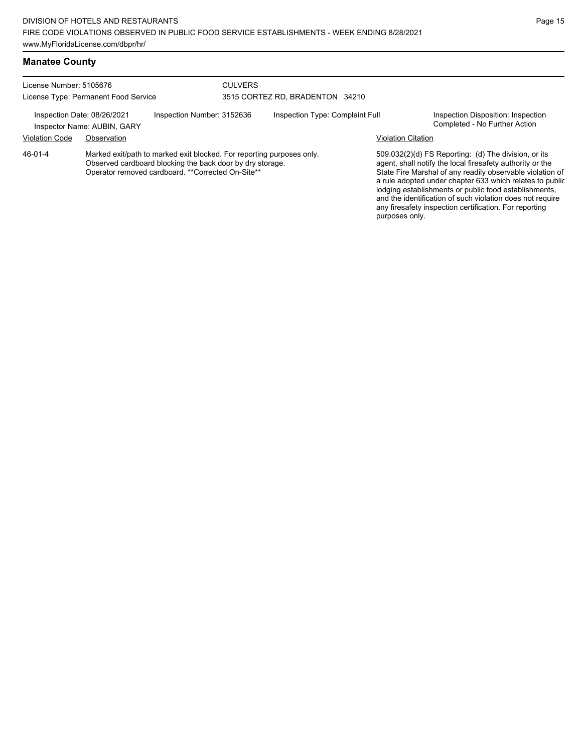## Manatee County

License Number: 5105676
License Type: Permanent Food Service

CULVERS
3515 CORTEZ RD, BRADENTON 34210

Inspection Date: 08/26/2021
Inspector Name: AUBIN, GARY

Inspection Number: 3152636

Inspection Type: Complaint Full

Inspection Disposition: Inspection Completed - No Further Action

| Violation Code | Observation | Violation Citation |
| --- | --- | --- |
| 46-01-4 | Marked exit/path to marked exit blocked. For reporting purposes only. Observed cardboard blocking the back door by dry storage. Operator removed cardboard. **Corrected On-Site** | 509.032(2)(d) FS Reporting: (d) The division, or its agent, shall notify the local firesafety authority or the State Fire Marshal of any readily observable violation of a rule adopted under chapter 633 which relates to public lodging establishments or public food establishments, and the identification of such violation does not require any firesafety inspection certification. For reporting purposes only. |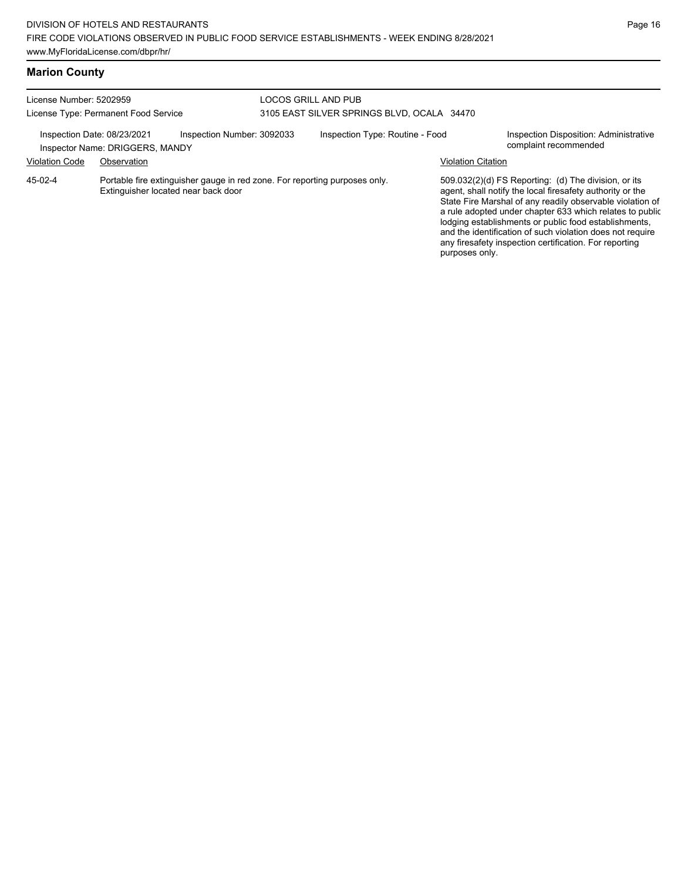## Marion County

License Number: 5202959
License Type: Permanent Food Service

LOCOS GRILL AND PUB
3105 EAST SILVER SPRINGS BLVD, OCALA 34470

Inspection Date: 08/23/2021
Inspector Name: DRIGGERS, MANDY
Inspection Number: 3092033
Inspection Type: Routine - Food
Inspection Disposition: Administrative complaint recommended

| Violation Code | Observation | Violation Citation |
| --- | --- | --- |
| 45-02-4 | Portable fire extinguisher gauge in red zone. For reporting purposes only. Extinguisher located near back door | 509.032(2)(d) FS Reporting: (d) The division, or its agent, shall notify the local firesafety authority or the State Fire Marshal of any readily observable violation of a rule adopted under chapter 633 which relates to public lodging establishments or public food establishments, and the identification of such violation does not require any firesafety inspection certification. For reporting purposes only. |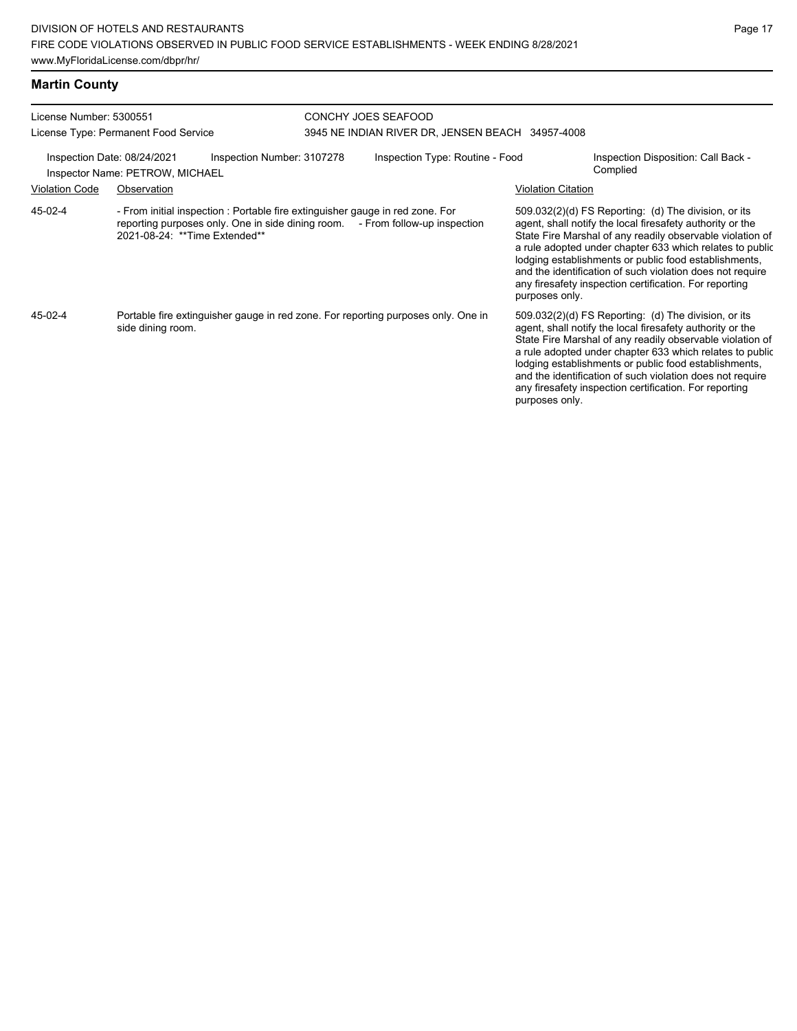## Martin County

License Number: 5300551
License Type: Permanent Food Service

CONCHY JOES SEAFOOD
3945 NE INDIAN RIVER DR, JENSEN BEACH 34957-4008

Inspection Date: 08/24/2021 | Inspection Number: 3107278 | Inspection Type: Routine - Food | Inspection Disposition: Call Back - Complied

Inspector Name: PETROW, MICHAEL

| Violation Code | Observation | Violation Citation |
| --- | --- | --- |
| 45-02-4 | - From initial inspection : Portable fire extinguisher gauge in red zone. For reporting purposes only. One in side dining room. - From follow-up inspection 2021-08-24: **Time Extended** | 509.032(2)(d) FS Reporting: (d) The division, or its agent, shall notify the local firesafety authority or the State Fire Marshal of any readily observable violation of a rule adopted under chapter 633 which relates to public lodging establishments or public food establishments, and the identification of such violation does not require any firesafety inspection certification. For reporting purposes only. |
| 45-02-4 | Portable fire extinguisher gauge in red zone. For reporting purposes only. One in side dining room. | 509.032(2)(d) FS Reporting: (d) The division, or its agent, shall notify the local firesafety authority or the State Fire Marshal of any readily observable violation of a rule adopted under chapter 633 which relates to public lodging establishments or public food establishments, and the identification of such violation does not require any firesafety inspection certification. For reporting purposes only. |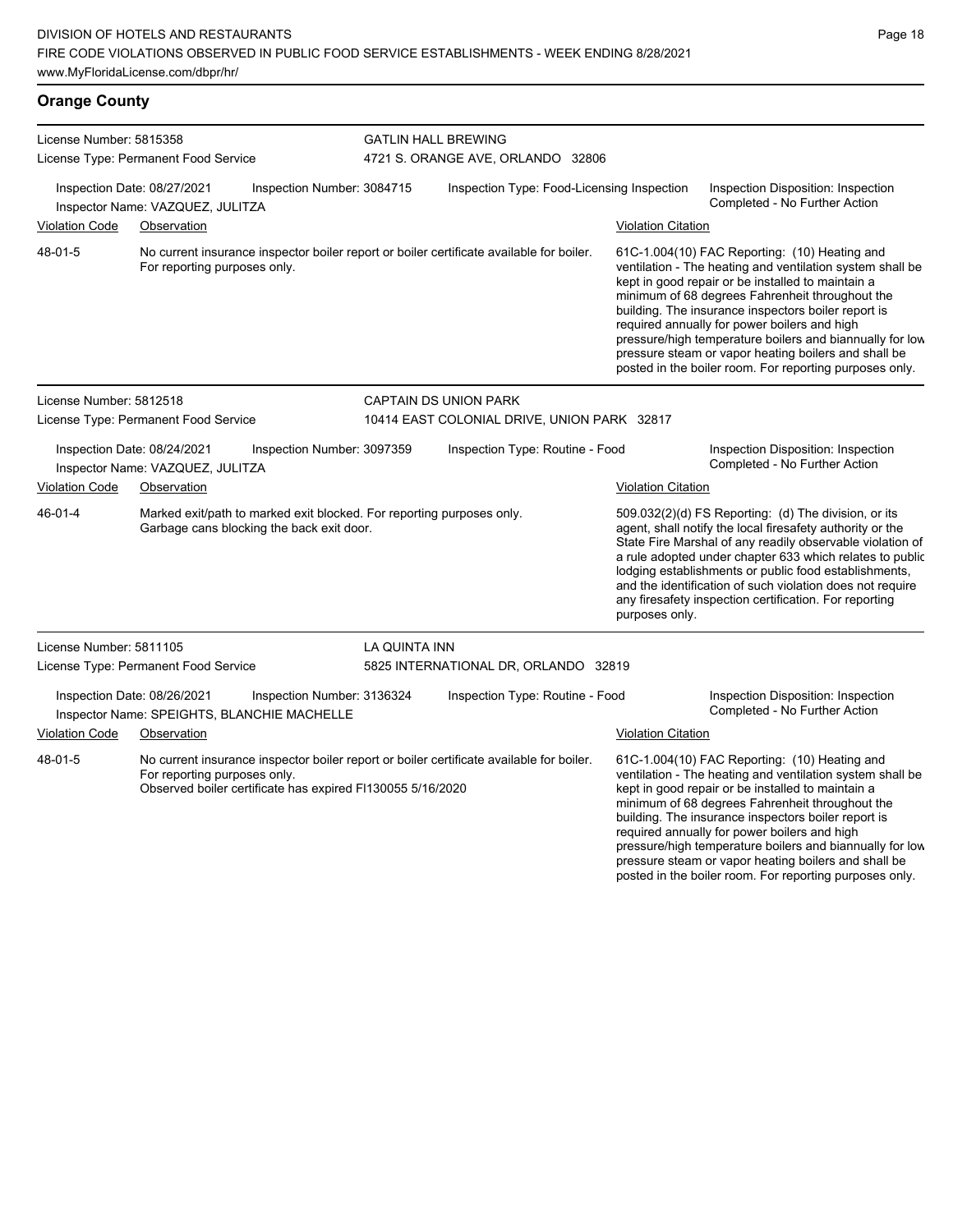## Orange County

**License Number:** 5815358
**License Type:** Permanent Food Service
**GATLIN HALL BREWING**
4721 S. ORANGE AVE, ORLANDO 32806

Inspection Date: 08/27/2021 | Inspection Number: 3084715 | Inspection Type: Food-Licensing Inspection | Inspection Disposition: Inspection Completed - No Further Action
Inspector Name: VAZQUEZ, JULITZA

| Violation Code | Observation | Violation Citation |
|---|---|---|
| 48-01-5 | No current insurance inspector boiler report or boiler certificate available for boiler. For reporting purposes only. | 61C-1.004(10) FAC Reporting: (10) Heating and ventilation - The heating and ventilation system shall be kept in good repair or be installed to maintain a minimum of 68 degrees Fahrenheit throughout the building. The insurance inspectors boiler report is required annually for power boilers and high pressure/high temperature boilers and biannually for low pressure steam or vapor heating boilers and shall be posted in the boiler room. For reporting purposes only. |

**License Number:** 5812518
**License Type:** Permanent Food Service
**CAPTAIN DS UNION PARK**
10414 EAST COLONIAL DRIVE, UNION PARK 32817

Inspection Date: 08/24/2021 | Inspection Number: 3097359 | Inspection Type: Routine - Food | Inspection Disposition: Inspection Completed - No Further Action
Inspector Name: VAZQUEZ, JULITZA

| Violation Code | Observation | Violation Citation |
|---|---|---|
| 46-01-4 | Marked exit/path to marked exit blocked. For reporting purposes only. Garbage cans blocking the back exit door. | 509.032(2)(d) FS Reporting: (d) The division, or its agent, shall notify the local firesafety authority or the State Fire Marshal of any readily observable violation of a rule adopted under chapter 633 which relates to public lodging establishments or public food establishments, and the identification of such violation does not require any firesafety inspection certification. For reporting purposes only. |

**License Number:** 5811105
**License Type:** Permanent Food Service
**LA QUINTA INN**
5825 INTERNATIONAL DR, ORLANDO 32819

Inspection Date: 08/26/2021 | Inspection Number: 3136324 | Inspection Type: Routine - Food | Inspection Disposition: Inspection Completed - No Further Action
Inspector Name: SPEIGHTS, BLANCHIE MACHELLE

| Violation Code | Observation | Violation Citation |
|---|---|---|
| 48-01-5 | No current insurance inspector boiler report or boiler certificate available for boiler. For reporting purposes only. Observed boiler certificate has expired FI130055 5/16/2020 | 61C-1.004(10) FAC Reporting: (10) Heating and ventilation - The heating and ventilation system shall be kept in good repair or be installed to maintain a minimum of 68 degrees Fahrenheit throughout the building. The insurance inspectors boiler report is required annually for power boilers and high pressure/high temperature boilers and biannually for low pressure steam or vapor heating boilers and shall be posted in the boiler room. For reporting purposes only. |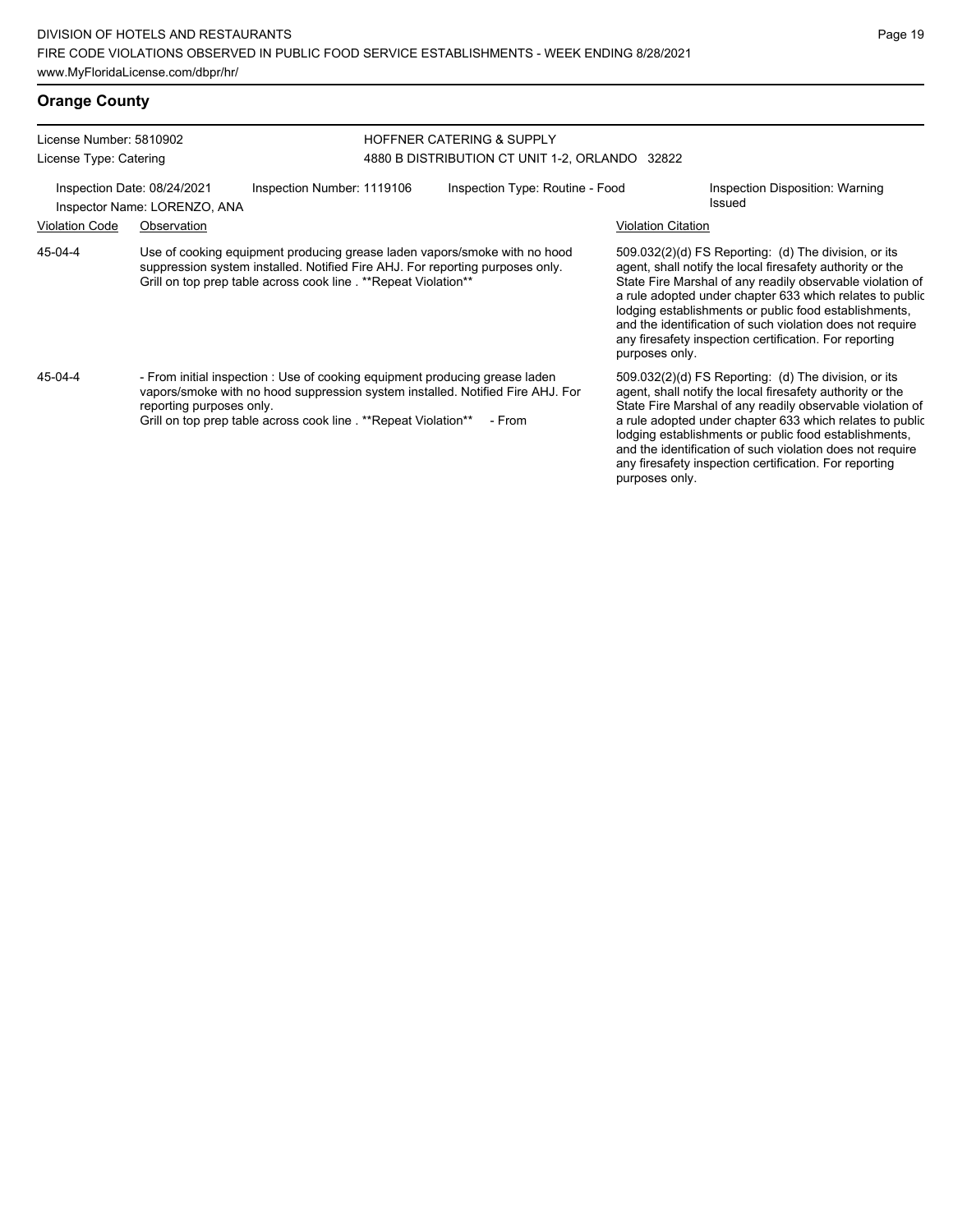## Orange County

License Number: 5810902
License Type: Catering

HOFFNER CATERING & SUPPLY
4880 B DISTRIBUTION CT UNIT 1-2, ORLANDO 32822

Inspection Date: 08/24/2021 | Inspection Number: 1119106 | Inspection Type: Routine - Food | Inspection Disposition: Warning Issued
Inspector Name: LORENZO, ANA

| Violation Code | Observation | Violation Citation |
| --- | --- | --- |
| 45-04-4 | Use of cooking equipment producing grease laden vapors/smoke with no hood suppression system installed. Notified Fire AHJ. For reporting purposes only. Grill on top prep table across cook line . **Repeat Violation** | 509.032(2)(d) FS Reporting: (d) The division, or its agent, shall notify the local firesafety authority or the State Fire Marshal of any readily observable violation of a rule adopted under chapter 633 which relates to public lodging establishments or public food establishments, and the identification of such violation does not require any firesafety inspection certification. For reporting purposes only. |
| 45-04-4 | - From initial inspection : Use of cooking equipment producing grease laden vapors/smoke with no hood suppression system installed. Notified Fire AHJ. For reporting purposes only. Grill on top prep table across cook line . **Repeat Violation** - From | 509.032(2)(d) FS Reporting: (d) The division, or its agent, shall notify the local firesafety authority or the State Fire Marshal of any readily observable violation of a rule adopted under chapter 633 which relates to public lodging establishments or public food establishments, and the identification of such violation does not require any firesafety inspection certification. For reporting purposes only. |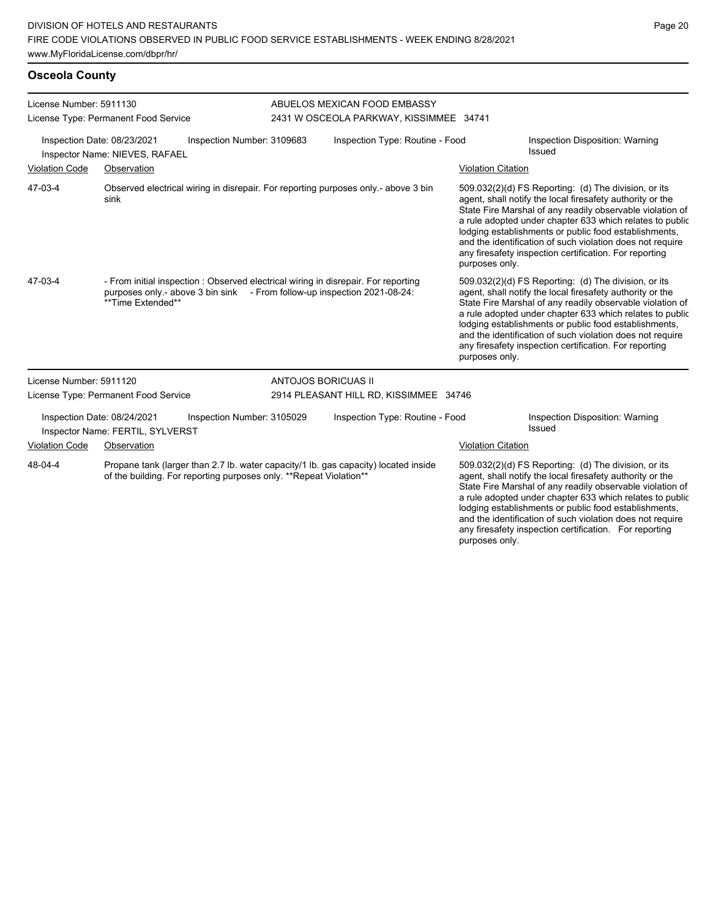## Osceola County

**License Number:** 5911130
**License Type:** Permanent Food Service

**ABUELOS MEXICAN FOOD EMBASSY**
2431 W OSCEOLA PARKWAY, KISSIMMEE 34741

Inspection Date: 08/23/2021 | Inspection Number: 3109683 | Inspection Type: Routine - Food | Inspection Disposition: Warning Issued
Inspector Name: NIEVES, RAFAEL

| Violation Code | Observation | Violation Citation |
|---|---|---|
| 47-03-4 | Observed electrical wiring in disrepair. For reporting purposes only.- above 3 bin sink | 509.032(2)(d) FS Reporting: (d) The division, or its agent, shall notify the local firesafety authority or the State Fire Marshal of any readily observable violation of a rule adopted under chapter 633 which relates to public lodging establishments or public food establishments, and the identification of such violation does not require any firesafety inspection certification. For reporting purposes only. |
| 47-03-4 | - From initial inspection : Observed electrical wiring in disrepair. For reporting purposes only.- above 3 bin sink - From follow-up inspection 2021-08-24: **Time Extended** | 509.032(2)(d) FS Reporting: (d) The division, or its agent, shall notify the local firesafety authority or the State Fire Marshal of any readily observable violation of a rule adopted under chapter 633 which relates to public lodging establishments or public food establishments, and the identification of such violation does not require any firesafety inspection certification. For reporting purposes only. |

**License Number:** 5911120
**License Type:** Permanent Food Service

**ANTOJOS BORICUAS II**
2914 PLEASANT HILL RD, KISSIMMEE 34746

Inspection Date: 08/24/2021 | Inspection Number: 3105029 | Inspection Type: Routine - Food | Inspection Disposition: Warning Issued
Inspector Name: FERTIL, SYLVERST

| Violation Code | Observation | Violation Citation |
|---|---|---|
| 48-04-4 | Propane tank (larger than 2.7 lb. water capacity/1 lb. gas capacity) located inside of the building. For reporting purposes only. **Repeat Violation** | 509.032(2)(d) FS Reporting: (d) The division, or its agent, shall notify the local firesafety authority or the State Fire Marshal of any readily observable violation of a rule adopted under chapter 633 which relates to public lodging establishments or public food establishments, and the identification of such violation does not require any firesafety inspection certification. For reporting purposes only. |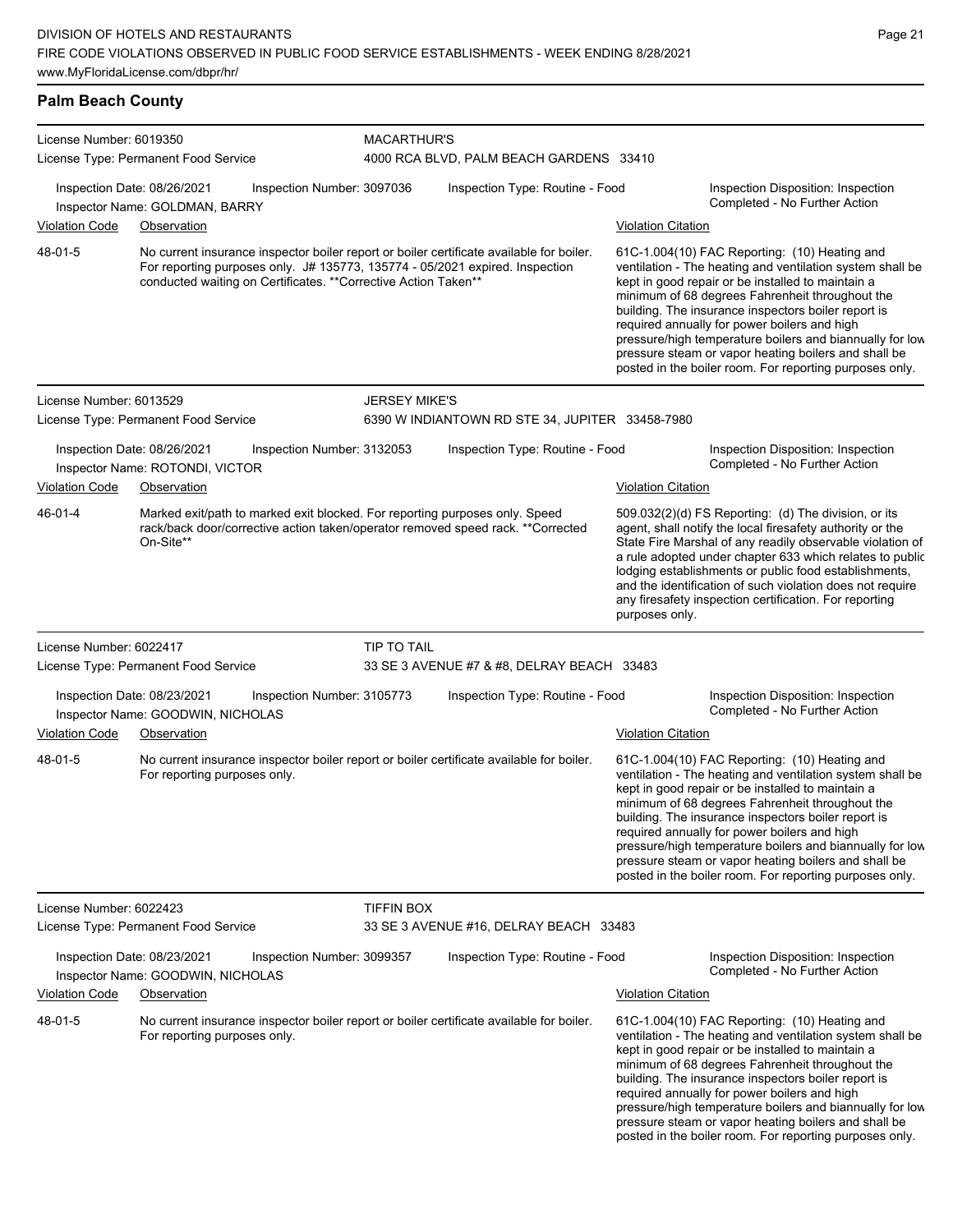## Palm Beach County

**License Number:** 6019350
**License Type:** Permanent Food Service
**MACARTHUR'S**
4000 RCA BLVD, PALM BEACH GARDENS 33410

Inspection Date: 08/26/2021
Inspection Number: 3097036
Inspection Type: Routine - Food
Inspection Disposition: Inspection Completed - No Further Action
Inspector Name: GOLDMAN, BARRY

| Violation Code | Observation | Violation Citation |
| --- | --- | --- |
| 48-01-5 | No current insurance inspector boiler report or boiler certificate available for boiler. For reporting purposes only. J# 135773, 135774 - 05/2021 expired. Inspection conducted waiting on Certificates. **Corrective Action Taken** | 61C-1.004(10) FAC Reporting: (10) Heating and ventilation - The heating and ventilation system shall be kept in good repair or be installed to maintain a minimum of 68 degrees Fahrenheit throughout the building. The insurance inspectors boiler report is required annually for power boilers and high pressure/high temperature boilers and biannually for low pressure steam or vapor heating boilers and shall be posted in the boiler room. For reporting purposes only. |

**License Number:** 6013529
**License Type:** Permanent Food Service
**JERSEY MIKE'S**
6390 W INDIANTOWN RD STE 34, JUPITER 33458-7980

Inspection Date: 08/26/2021
Inspection Number: 3132053
Inspection Type: Routine - Food
Inspection Disposition: Inspection Completed - No Further Action
Inspector Name: ROTONDI, VICTOR

| Violation Code | Observation | Violation Citation |
| --- | --- | --- |
| 46-01-4 | Marked exit/path to marked exit blocked. For reporting purposes only. Speed rack/back door/corrective action taken/operator removed speed rack. **Corrected On-Site** | 509.032(2)(d) FS Reporting: (d) The division, or its agent, shall notify the local firesafety authority or the State Fire Marshal of any readily observable violation of a rule adopted under chapter 633 which relates to public lodging establishments or public food establishments, and the identification of such violation does not require any firesafety inspection certification. For reporting purposes only. |

**License Number:** 6022417
**License Type:** Permanent Food Service
**TIP TO TAIL**
33 SE 3 AVENUE #7 & #8, DELRAY BEACH 33483

Inspection Date: 08/23/2021
Inspection Number: 3105773
Inspection Type: Routine - Food
Inspection Disposition: Inspection Completed - No Further Action
Inspector Name: GOODWIN, NICHOLAS

| Violation Code | Observation | Violation Citation |
| --- | --- | --- |
| 48-01-5 | No current insurance inspector boiler report or boiler certificate available for boiler. For reporting purposes only. | 61C-1.004(10) FAC Reporting: (10) Heating and ventilation - The heating and ventilation system shall be kept in good repair or be installed to maintain a minimum of 68 degrees Fahrenheit throughout the building. The insurance inspectors boiler report is required annually for power boilers and high pressure/high temperature boilers and biannually for low pressure steam or vapor heating boilers and shall be posted in the boiler room. For reporting purposes only. |

**License Number:** 6022423
**License Type:** Permanent Food Service
**TIFFIN BOX**
33 SE 3 AVENUE #16, DELRAY BEACH 33483

Inspection Date: 08/23/2021
Inspection Number: 3099357
Inspection Type: Routine - Food
Inspection Disposition: Inspection Completed - No Further Action
Inspector Name: GOODWIN, NICHOLAS

| Violation Code | Observation | Violation Citation |
| --- | --- | --- |
| 48-01-5 | No current insurance inspector boiler report or boiler certificate available for boiler. For reporting purposes only. | 61C-1.004(10) FAC Reporting: (10) Heating and ventilation - The heating and ventilation system shall be kept in good repair or be installed to maintain a minimum of 68 degrees Fahrenheit throughout the building. The insurance inspectors boiler report is required annually for power boilers and high pressure/high temperature boilers and biannually for low pressure steam or vapor heating boilers and shall be posted in the boiler room. For reporting purposes only. |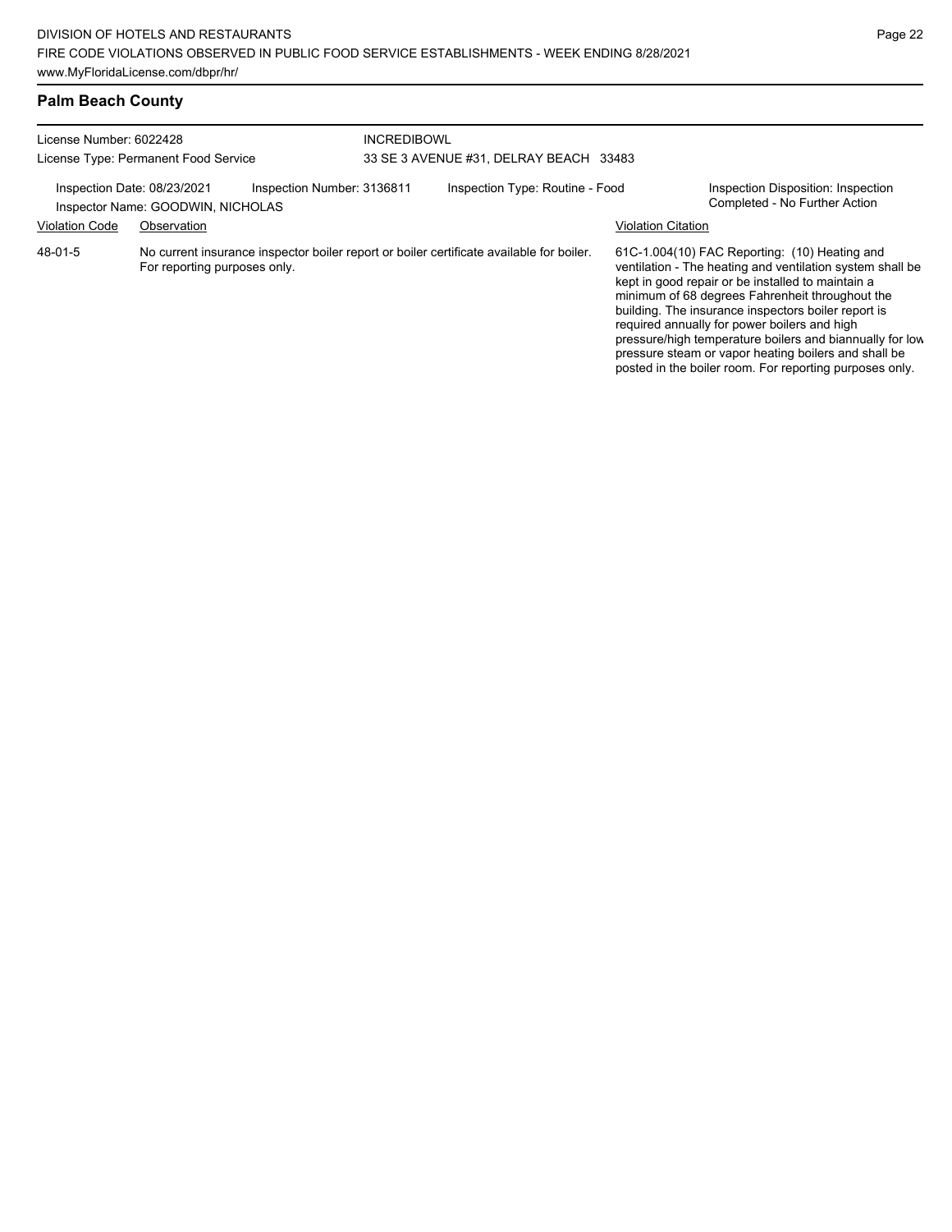## Palm Beach County

License Number: 6022428
License Type: Permanent Food Service

INCREDIBOWL
33 SE 3 AVENUE #31, DELRAY BEACH 33483

Inspection Date: 08/23/2021
Inspection Number: 3136811
Inspection Type: Routine - Food
Inspection Disposition: Inspection Completed - No Further Action
Inspector Name: GOODWIN, NICHOLAS

| Violation Code | Observation | Violation Citation |
| --- | --- | --- |
| 48-01-5 | No current insurance inspector boiler report or boiler certificate available for boiler. For reporting purposes only. | 61C-1.004(10) FAC Reporting: (10) Heating and ventilation - The heating and ventilation system shall be kept in good repair or be installed to maintain a minimum of 68 degrees Fahrenheit throughout the building. The insurance inspectors boiler report is required annually for power boilers and high pressure/high temperature boilers and biannually for low pressure steam or vapor heating boilers and shall be posted in the boiler room. For reporting purposes only. |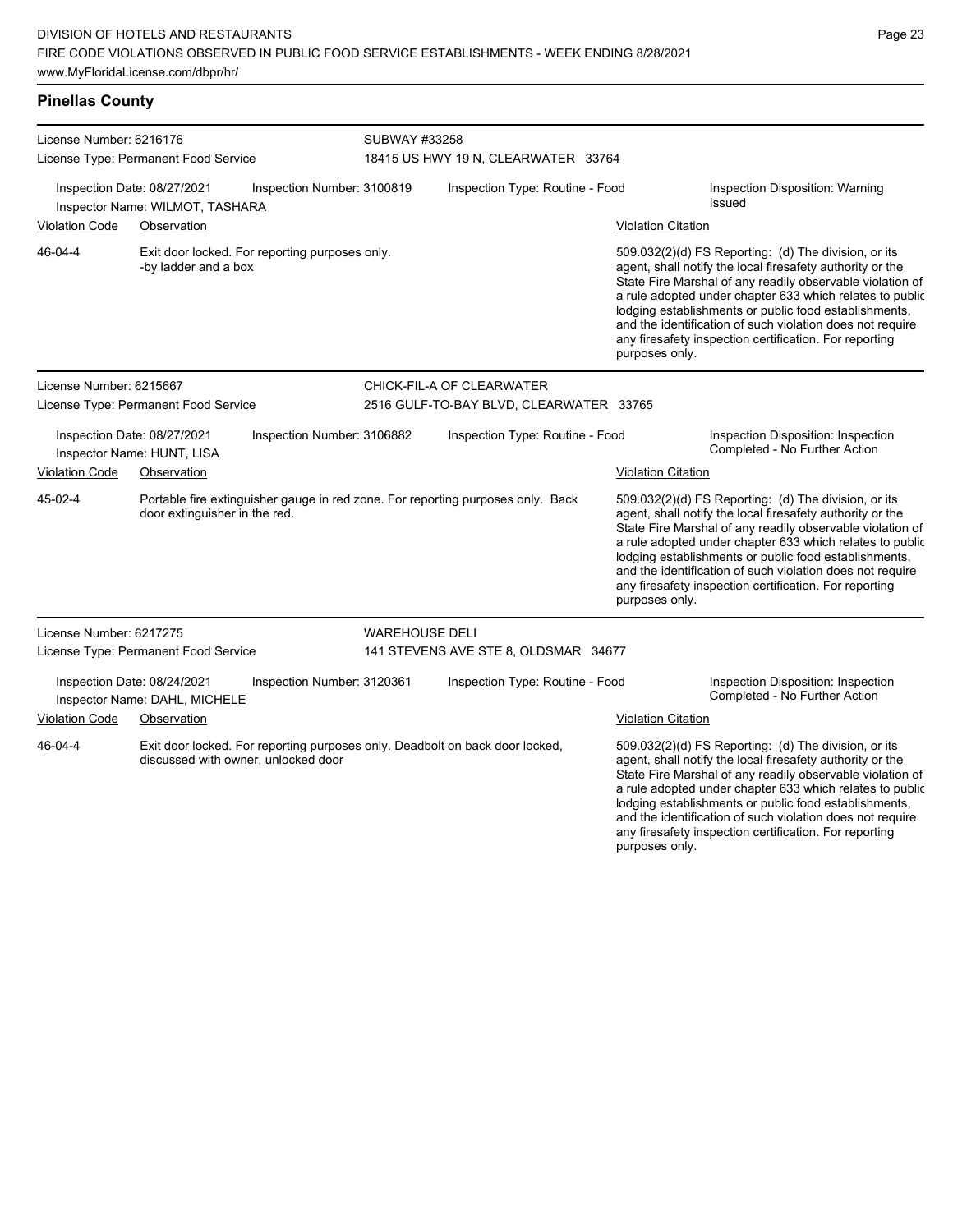## Pinellas County

**License Number:** 6216176
**License Type:** Permanent Food Service
**SUBWAY #33258**
18415 US HWY 19 N, CLEARWATER 33764

Inspection Date: 08/27/2021 | Inspection Number: 3100819 | Inspection Type: Routine - Food | Inspection Disposition: Warning Issued
Inspector Name: WILMOT, TASHARA

| Violation Code | Observation | Violation Citation |
| --- | --- | --- |
| 46-04-4 | Exit door locked. For reporting purposes only. -by ladder and a box | 509.032(2)(d) FS Reporting: (d) The division, or its agent, shall notify the local firesafety authority or the State Fire Marshal of any readily observable violation of a rule adopted under chapter 633 which relates to public lodging establishments or public food establishments, and the identification of such violation does not require any firesafety inspection certification. For reporting purposes only. |

**License Number:** 6215667
**License Type:** Permanent Food Service
**CHICK-FIL-A OF CLEARWATER**
2516 GULF-TO-BAY BLVD, CLEARWATER 33765

Inspection Date: 08/27/2021 | Inspection Number: 3106882 | Inspection Type: Routine - Food | Inspection Disposition: Inspection Completed - No Further Action
Inspector Name: HUNT, LISA

| Violation Code | Observation | Violation Citation |
| --- | --- | --- |
| 45-02-4 | Portable fire extinguisher gauge in red zone. For reporting purposes only. Back door extinguisher in the red. | 509.032(2)(d) FS Reporting: (d) The division, or its agent, shall notify the local firesafety authority or the State Fire Marshal of any readily observable violation of a rule adopted under chapter 633 which relates to public lodging establishments or public food establishments, and the identification of such violation does not require any firesafety inspection certification. For reporting purposes only. |

**License Number:** 6217275
**License Type:** Permanent Food Service
**WAREHOUSE DELI**
141 STEVENS AVE STE 8, OLDSMAR 34677

Inspection Date: 08/24/2021 | Inspection Number: 3120361 | Inspection Type: Routine - Food | Inspection Disposition: Inspection Completed - No Further Action
Inspector Name: DAHL, MICHELE

| Violation Code | Observation | Violation Citation |
| --- | --- | --- |
| 46-04-4 | Exit door locked. For reporting purposes only. Deadbolt on back door locked, discussed with owner, unlocked door | 509.032(2)(d) FS Reporting: (d) The division, or its agent, shall notify the local firesafety authority or the State Fire Marshal of any readily observable violation of a rule adopted under chapter 633 which relates to public lodging establishments or public food establishments, and the identification of such violation does not require any firesafety inspection certification. For reporting purposes only. |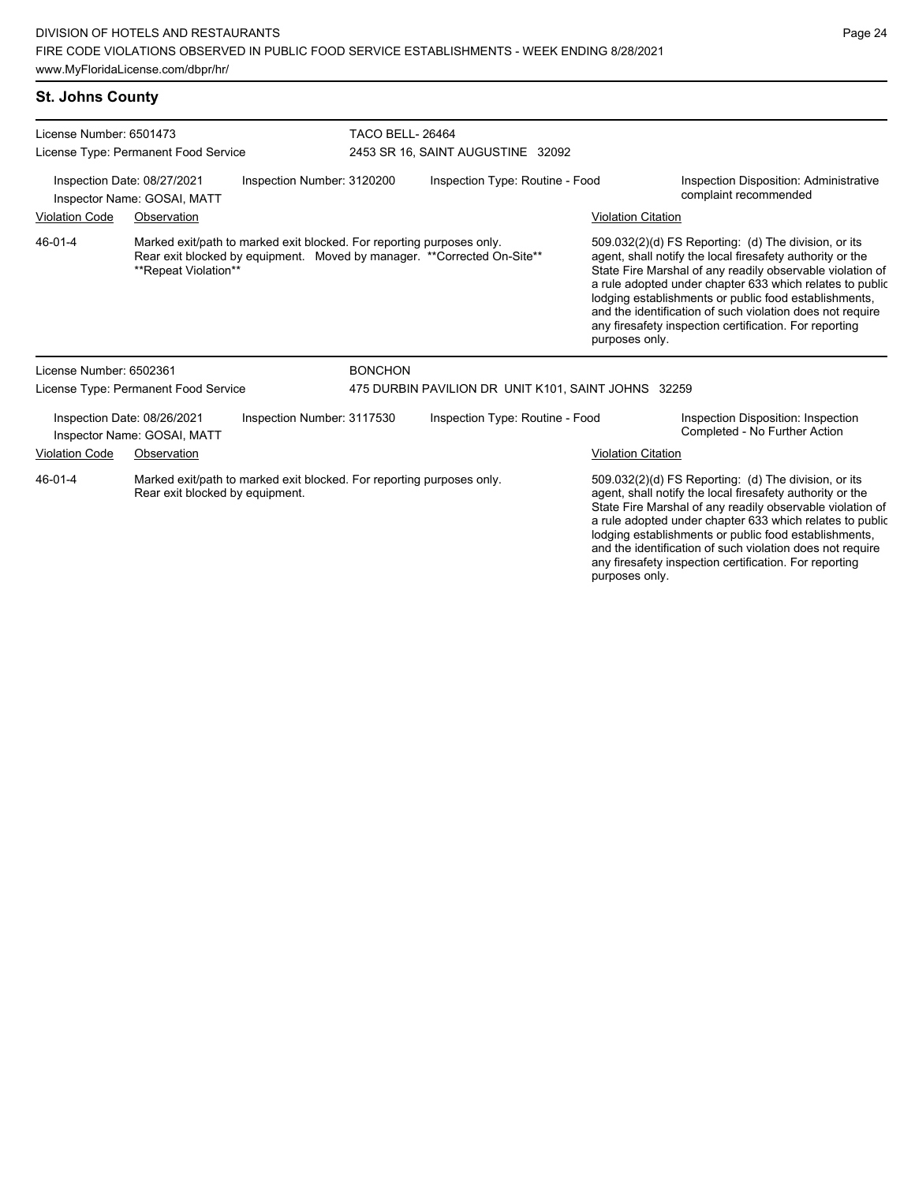## St. Johns County

License Number: 6501473
License Type: Permanent Food Service

TACO BELL- 26464
2453 SR 16, SAINT AUGUSTINE 32092

Inspection Date: 08/27/2021
Inspector Name: GOSAI, MATT
Inspection Number: 3120200
Inspection Type: Routine - Food
Inspection Disposition: Administrative complaint recommended

| Violation Code | Observation | Violation Citation |
|---|---|---|
| 46-01-4 | Marked exit/path to marked exit blocked. For reporting purposes only. Rear exit blocked by equipment. Moved by manager. \*\*Corrected On-Site\*\* \*\*Repeat Violation\*\* | 509.032(2)(d) FS Reporting: (d) The division, or its agent, shall notify the local firesafety authority or the State Fire Marshal of any readily observable violation of a rule adopted under chapter 633 which relates to public lodging establishments or public food establishments, and the identification of such violation does not require any firesafety inspection certification. For reporting purposes only. |

License Number: 6502361
License Type: Permanent Food Service

BONCHON
475 DURBIN PAVILION DR UNIT K101, SAINT JOHNS 32259

Inspection Date: 08/26/2021
Inspector Name: GOSAI, MATT
Inspection Number: 3117530
Inspection Type: Routine - Food
Inspection Disposition: Inspection Completed - No Further Action

| Violation Code | Observation | Violation Citation |
|---|---|---|
| 46-01-4 | Marked exit/path to marked exit blocked. For reporting purposes only. Rear exit blocked by equipment. | 509.032(2)(d) FS Reporting: (d) The division, or its agent, shall notify the local firesafety authority or the State Fire Marshal of any readily observable violation of a rule adopted under chapter 633 which relates to public lodging establishments or public food establishments, and the identification of such violation does not require any firesafety inspection certification. For reporting purposes only. |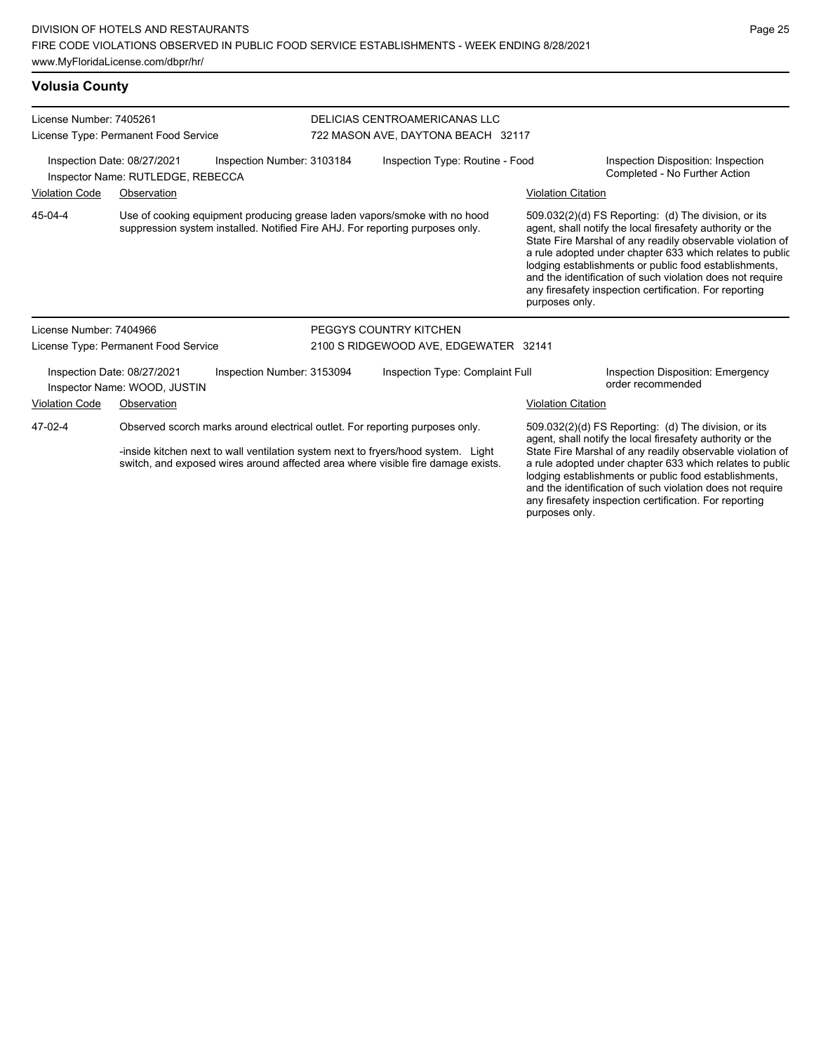## Volusia County

**License Number:** 7405261
**License Type:** Permanent Food Service

**DELICIAS CENTROAMERICANAS LLC**
722 MASON AVE, DAYTONA BEACH 32117

Inspection Date: 08/27/2021 | Inspection Number: 3103184 | Inspection Type: Routine - Food | Inspection Disposition: Inspection Completed - No Further Action

Inspector Name: RUTLEDGE, REBECCA

| Violation Code | Observation | Violation Citation |
|---|---|---|
| 45-04-4 | Use of cooking equipment producing grease laden vapors/smoke with no hood suppression system installed. Notified Fire AHJ. For reporting purposes only. | 509.032(2)(d) FS Reporting: (d) The division, or its agent, shall notify the local firesafety authority or the State Fire Marshal of any readily observable violation of a rule adopted under chapter 633 which relates to public lodging establishments or public food establishments, and the identification of such violation does not require any firesafety inspection certification. For reporting purposes only. |

**License Number:** 7404966
**License Type:** Permanent Food Service

**PEGGYS COUNTRY KITCHEN**
2100 S RIDGEWOOD AVE, EDGEWATER 32141

Inspection Date: 08/27/2021 | Inspection Number: 3153094 | Inspection Type: Complaint Full | Inspection Disposition: Emergency order recommended

Inspector Name: WOOD, JUSTIN

| Violation Code | Observation | Violation Citation |
|---|---|---|
| 47-02-4 | Observed scorch marks around electrical outlet. For reporting purposes only.<br><br>-inside kitchen next to wall ventilation system next to fryers/hood system. Light switch, and exposed wires around affected area where visible fire damage exists. | 509.032(2)(d) FS Reporting: (d) The division, or its agent, shall notify the local firesafety authority or the State Fire Marshal of any readily observable violation of a rule adopted under chapter 633 which relates to public lodging establishments or public food establishments, and the identification of such violation does not require any firesafety inspection certification. For reporting purposes only. |